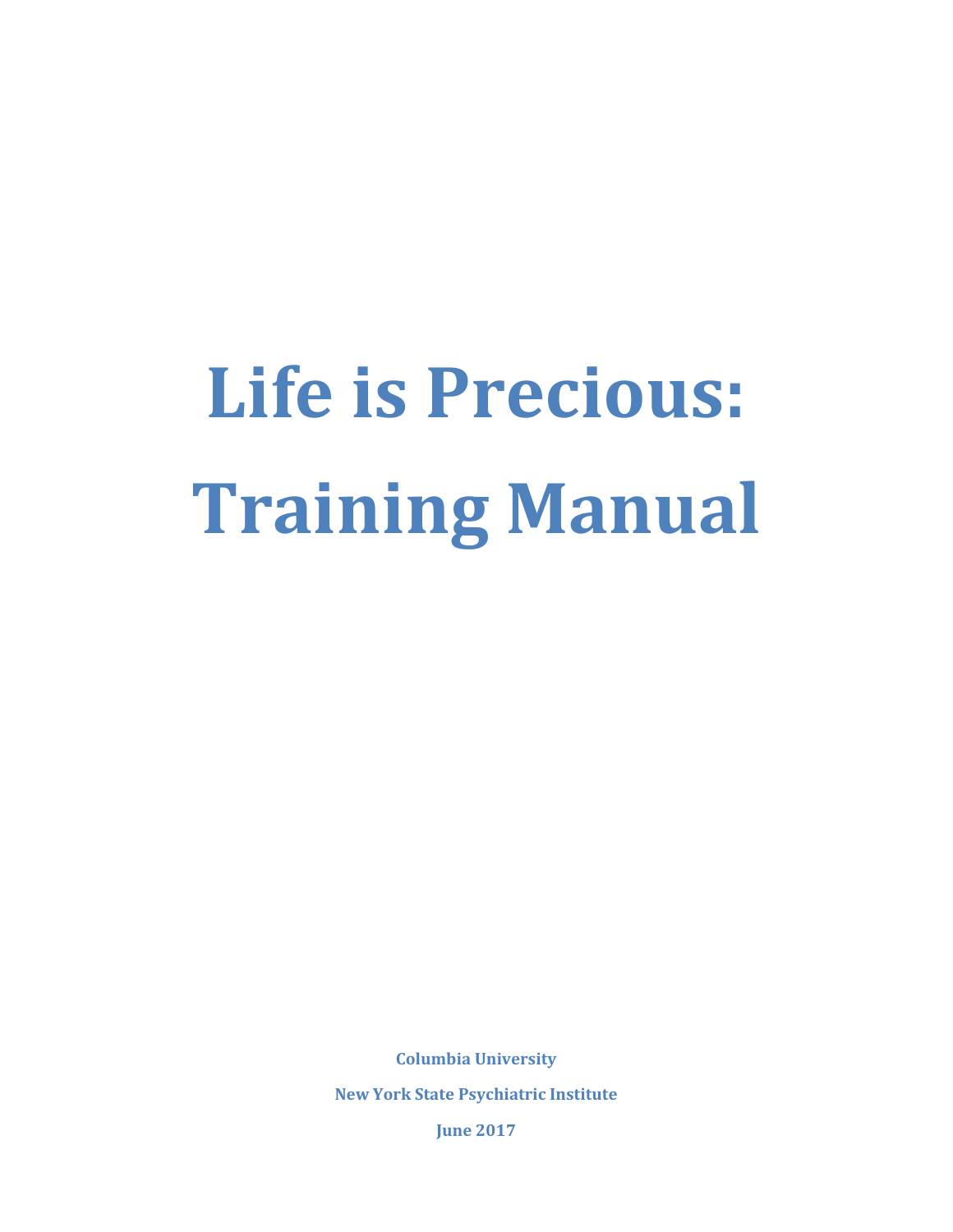# Life is Precious: Training Manual

**Columbia University**

**New York State Psychiatric Institute**

**June 2017**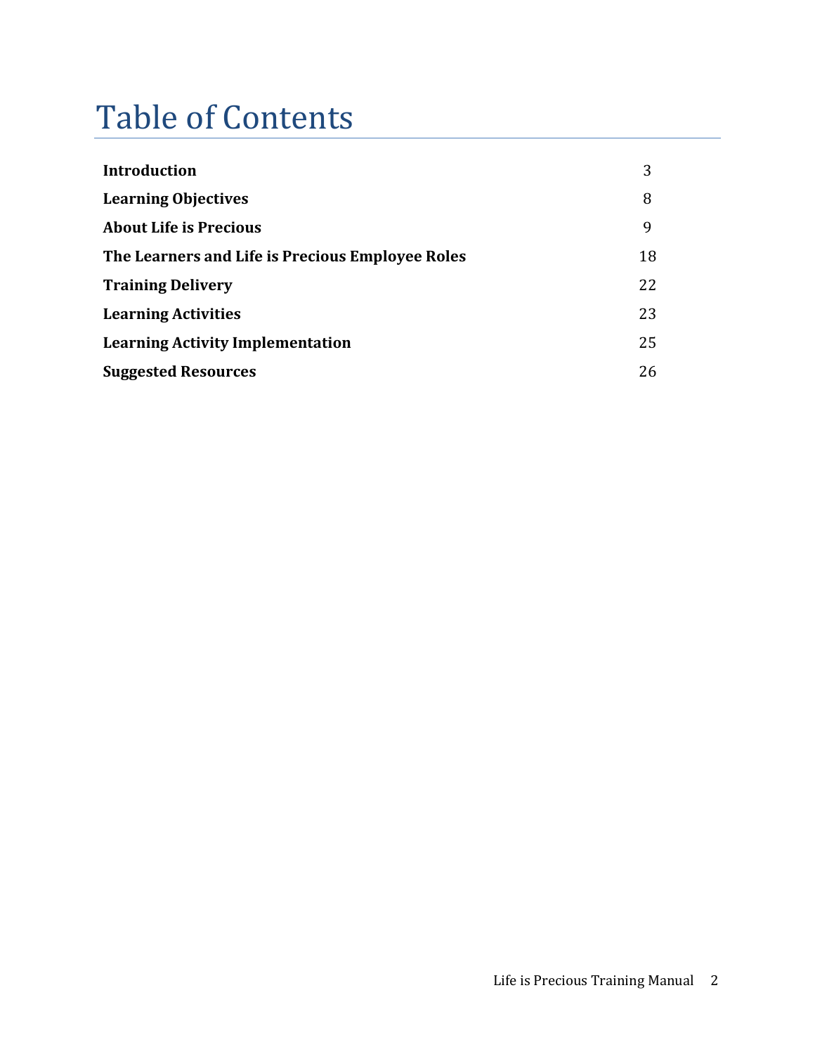# Table of Contents

| | |
|---|---|
| **Introduction** | 3 |
| **Learning Objectives** | 8 |
| **About Life is Precious** | 9 |
| **The Learners and Life is Precious Employee Roles** | 18 |
| **Training Delivery** | 22 |
| **Learning Activities** | 23 |
| **Learning Activity Implementation** | 25 |
| **Suggested Resources** | 26 |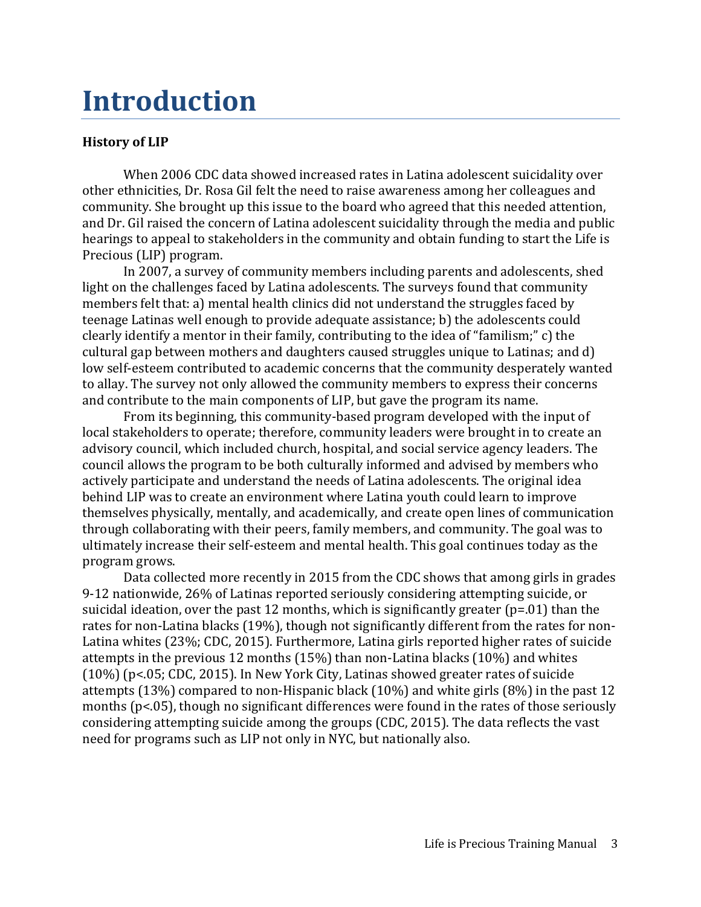# Introduction

**History of LIP**

When 2006 CDC data showed increased rates in Latina adolescent suicidality over other ethnicities, Dr. Rosa Gil felt the need to raise awareness among her colleagues and community. She brought up this issue to the board who agreed that this needed attention, and Dr. Gil raised the concern of Latina adolescent suicidality through the media and public hearings to appeal to stakeholders in the community and obtain funding to start the Life is Precious (LIP) program.

In 2007, a survey of community members including parents and adolescents, shed light on the challenges faced by Latina adolescents. The surveys found that community members felt that: a) mental health clinics did not understand the struggles faced by teenage Latinas well enough to provide adequate assistance; b) the adolescents could clearly identify a mentor in their family, contributing to the idea of "familism;" c) the cultural gap between mothers and daughters caused struggles unique to Latinas; and d) low self-esteem contributed to academic concerns that the community desperately wanted to allay. The survey not only allowed the community members to express their concerns and contribute to the main components of LIP, but gave the program its name.

From its beginning, this community-based program developed with the input of local stakeholders to operate; therefore, community leaders were brought in to create an advisory council, which included church, hospital, and social service agency leaders. The council allows the program to be both culturally informed and advised by members who actively participate and understand the needs of Latina adolescents. The original idea behind LIP was to create an environment where Latina youth could learn to improve themselves physically, mentally, and academically, and create open lines of communication through collaborating with their peers, family members, and community. The goal was to ultimately increase their self-esteem and mental health. This goal continues today as the program grows.

Data collected more recently in 2015 from the CDC shows that among girls in grades 9-12 nationwide, 26% of Latinas reported seriously considering attempting suicide, or suicidal ideation, over the past 12 months, which is significantly greater ($p=.01$) than the rates for non-Latina blacks (19%), though not significantly different from the rates for non-Latina whites (23%; CDC, 2015). Furthermore, Latina girls reported higher rates of suicide attempts in the previous 12 months (15%) than non-Latina blacks (10%) and whites (10%) ($p<.05$; CDC, 2015). In New York City, Latinas showed greater rates of suicide attempts (13%) compared to non-Hispanic black (10%) and white girls (8%) in the past 12 months ($p<.05$), though no significant differences were found in the rates of those seriously considering attempting suicide among the groups (CDC, 2015). The data reflects the vast need for programs such as LIP not only in NYC, but nationally also.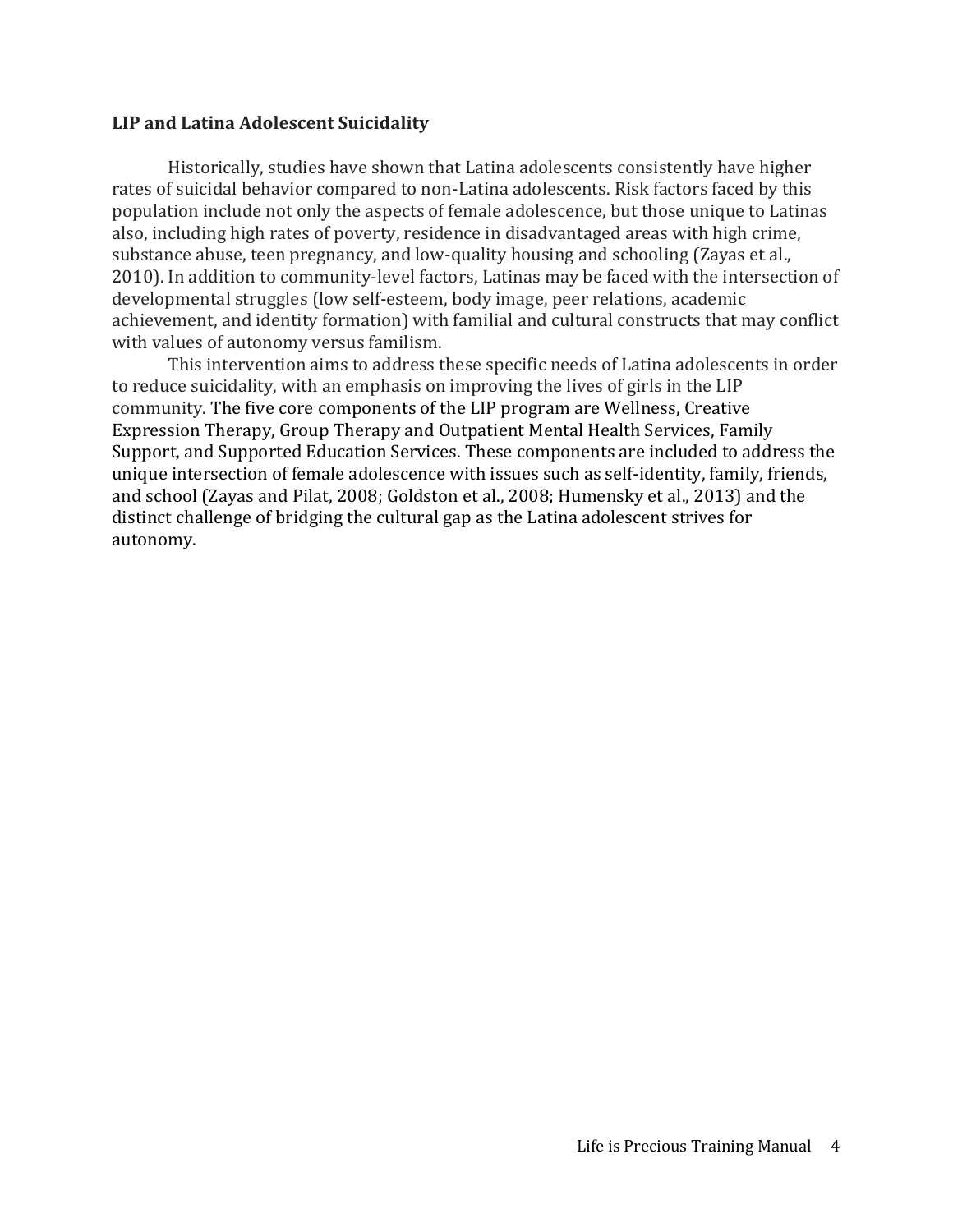### LIP and Latina Adolescent Suicidality

Historically, studies have shown that Latina adolescents consistently have higher rates of suicidal behavior compared to non-Latina adolescents. Risk factors faced by this population include not only the aspects of female adolescence, but those unique to Latinas also, including high rates of poverty, residence in disadvantaged areas with high crime, substance abuse, teen pregnancy, and low-quality housing and schooling (Zayas et al., 2010). In addition to community-level factors, Latinas may be faced with the intersection of developmental struggles (low self-esteem, body image, peer relations, academic achievement, and identity formation) with familial and cultural constructs that may conflict with values of autonomy versus familism.

This intervention aims to address these specific needs of Latina adolescents in order to reduce suicidality, with an emphasis on improving the lives of girls in the LIP community. The five core components of the LIP program are Wellness, Creative Expression Therapy, Group Therapy and Outpatient Mental Health Services, Family Support, and Supported Education Services. These components are included to address the unique intersection of female adolescence with issues such as self-identity, family, friends, and school (Zayas and Pilat, 2008; Goldston et al., 2008; Humensky et al., 2013) and the distinct challenge of bridging the cultural gap as the Latina adolescent strives for autonomy.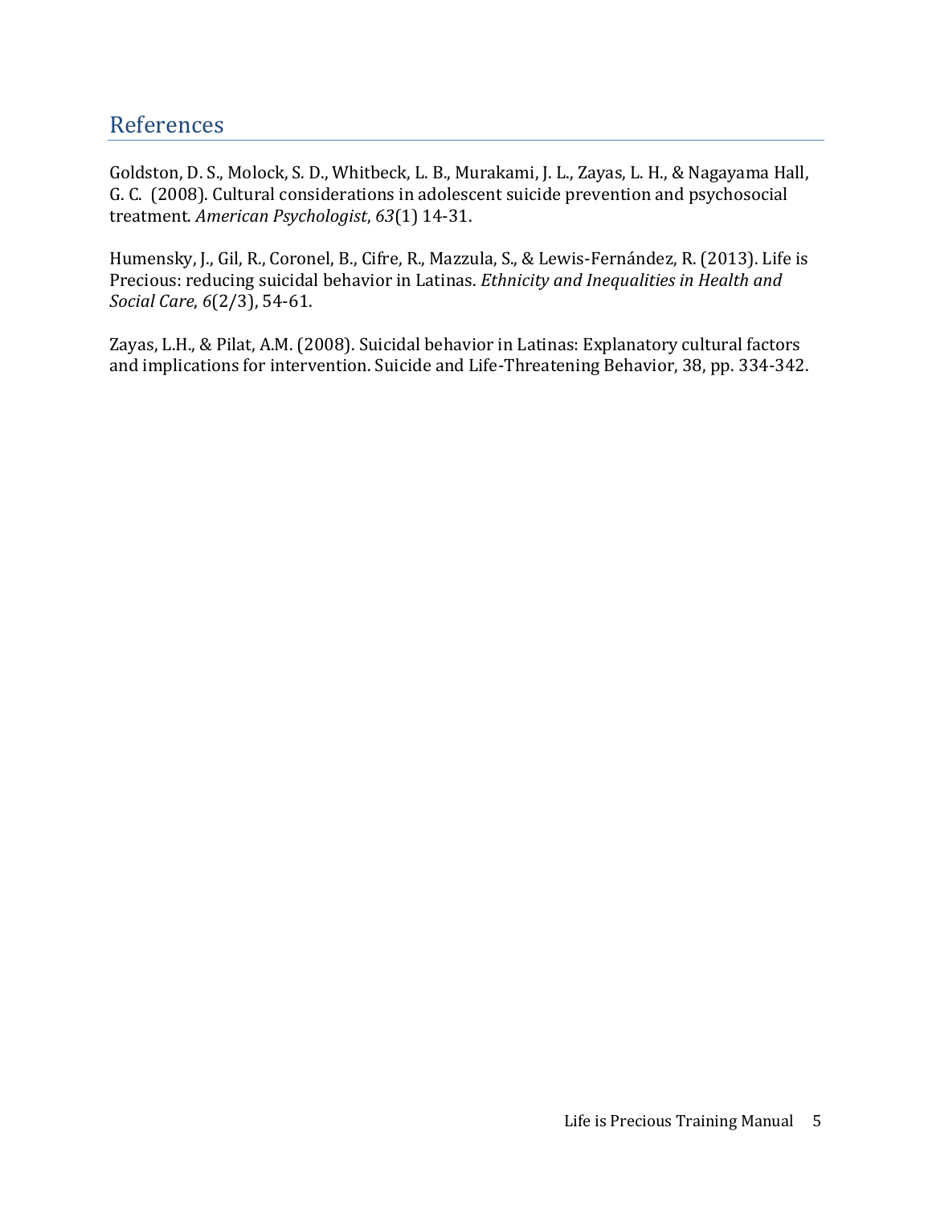## References

Goldston, D. S., Molock, S. D., Whitbeck, L. B., Murakami, J. L., Zayas, L. H., & Nagayama Hall, G. C. (2008). Cultural considerations in adolescent suicide prevention and psychosocial treatment. *American Psychologist*, *63*(1) 14-31.

Humensky, J., Gil, R., Coronel, B., Cifre, R., Mazzula, S., & Lewis-Fernández, R. (2013). Life is Precious: reducing suicidal behavior in Latinas. *Ethnicity and Inequalities in Health and Social Care*, *6*(2/3), 54-61.

Zayas, L.H., & Pilat, A.M. (2008). Suicidal behavior in Latinas: Explanatory cultural factors and implications for intervention. Suicide and Life-Threatening Behavior, 38, pp. 334-342.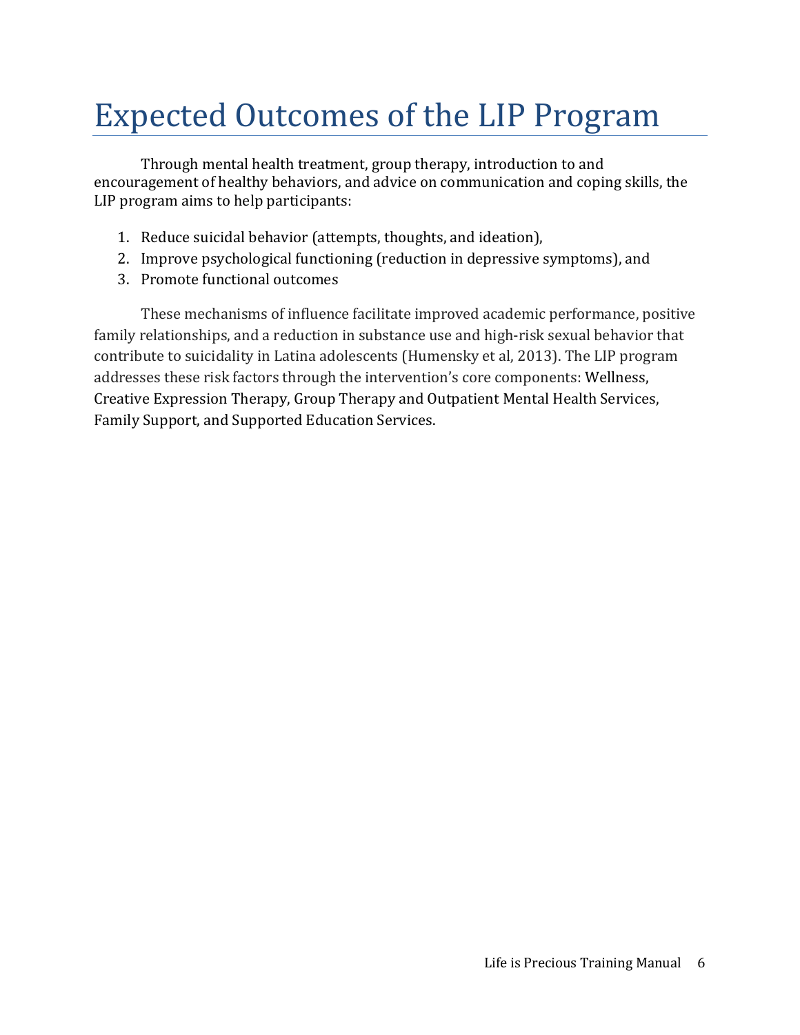# Expected Outcomes of the LIP Program

Through mental health treatment, group therapy, introduction to and encouragement of healthy behaviors, and advice on communication and coping skills, the LIP program aims to help participants:

1. Reduce suicidal behavior (attempts, thoughts, and ideation),
2. Improve psychological functioning (reduction in depressive symptoms), and
3. Promote functional outcomes

These mechanisms of influence facilitate improved academic performance, positive family relationships, and a reduction in substance use and high-risk sexual behavior that contribute to suicidality in Latina adolescents (Humensky et al, 2013). The LIP program addresses these risk factors through the intervention's core components: Wellness, Creative Expression Therapy, Group Therapy and Outpatient Mental Health Services, Family Support, and Supported Education Services.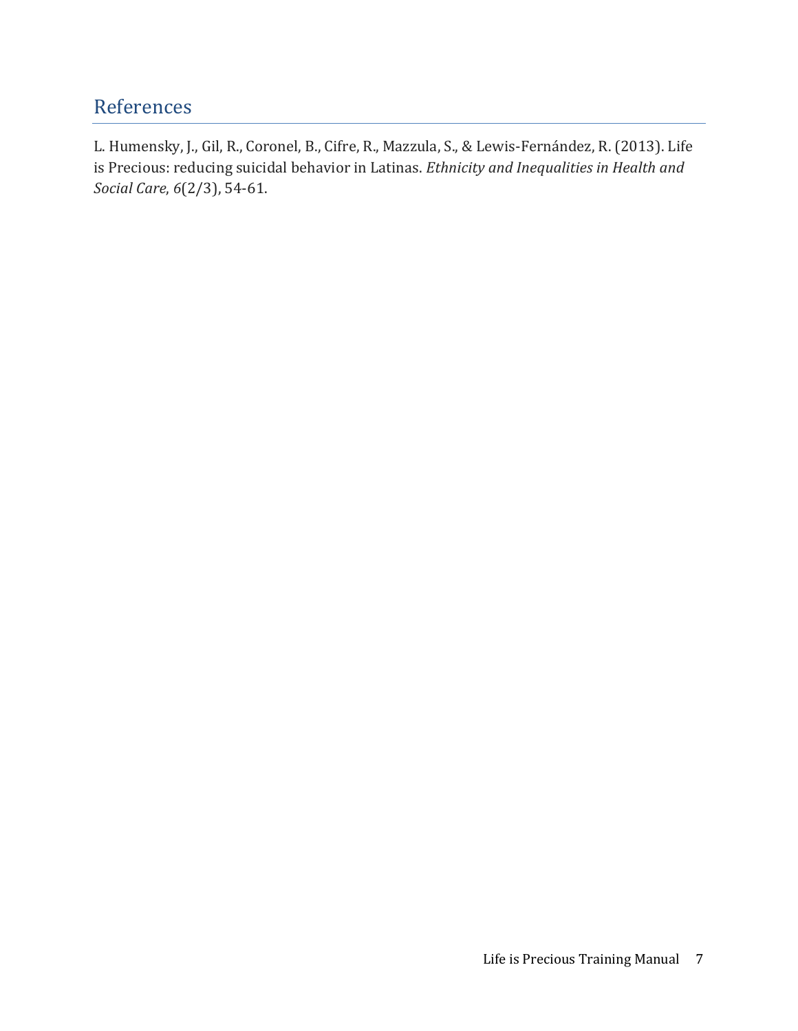## References

L. Humensky, J., Gil, R., Coronel, B., Cifre, R., Mazzula, S., & Lewis-Fernández, R. (2013). Life is Precious: reducing suicidal behavior in Latinas. *Ethnicity and Inequalities in Health and Social Care*, *6*(2/3), 54-61.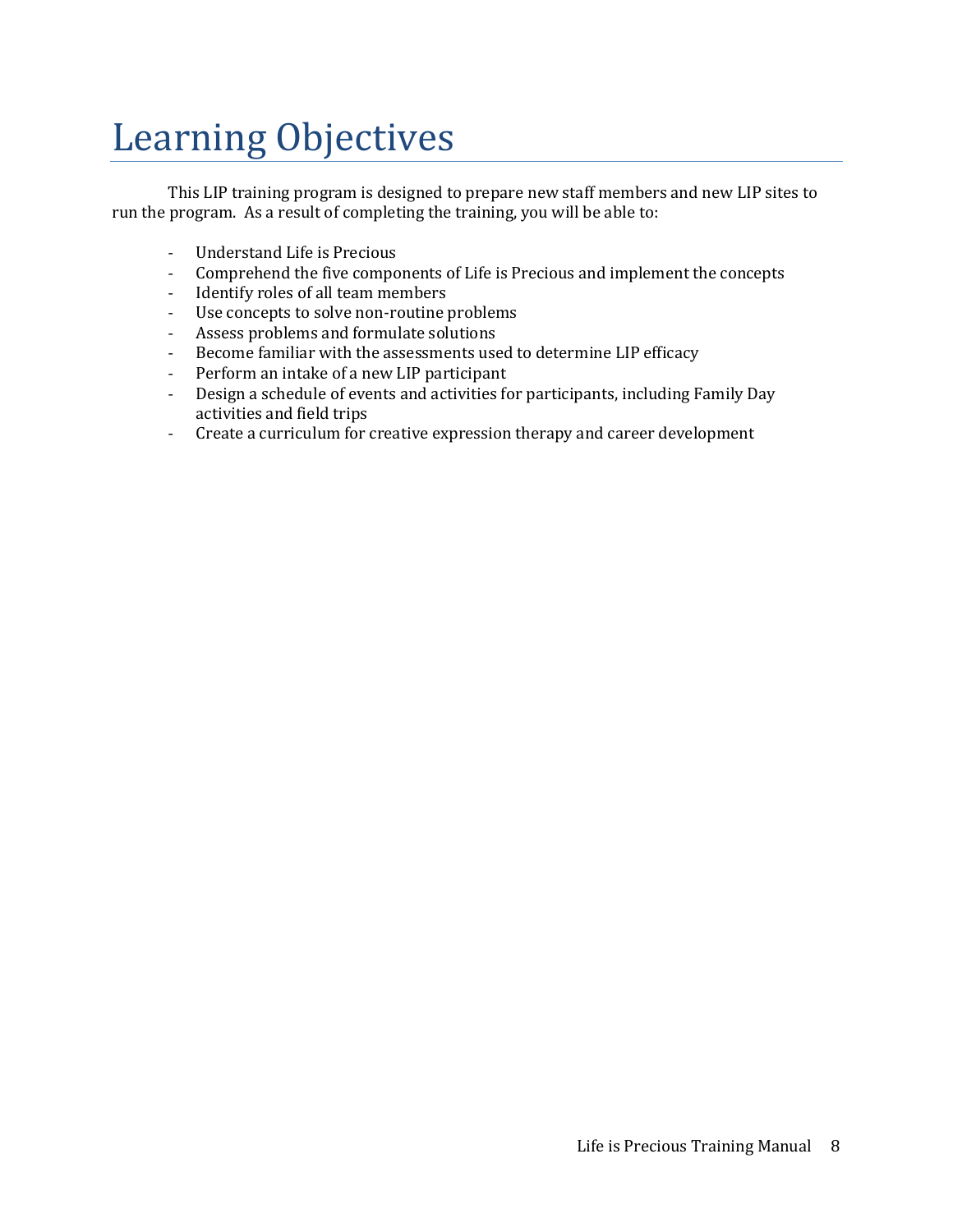# Learning Objectives

This LIP training program is designed to prepare new staff members and new LIP sites to run the program. As a result of completing the training, you will be able to:

- Understand Life is Precious
- Comprehend the five components of Life is Precious and implement the concepts
- Identify roles of all team members
- Use concepts to solve non-routine problems
- Assess problems and formulate solutions
- Become familiar with the assessments used to determine LIP efficacy
- Perform an intake of a new LIP participant
- Design a schedule of events and activities for participants, including Family Day activities and field trips
- Create a curriculum for creative expression therapy and career development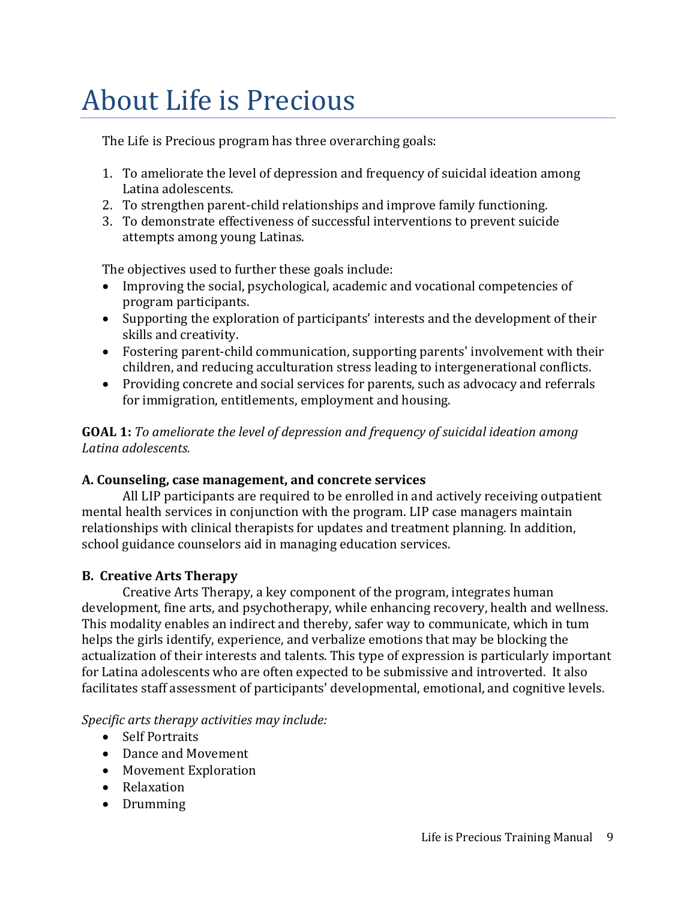# About Life is Precious

The Life is Precious program has three overarching goals:

1. To ameliorate the level of depression and frequency of suicidal ideation among Latina adolescents.
2. To strengthen parent-child relationships and improve family functioning.
3. To demonstrate effectiveness of successful interventions to prevent suicide attempts among young Latinas.

The objectives used to further these goals include:

- Improving the social, psychological, academic and vocational competencies of program participants.
- Supporting the exploration of participants' interests and the development of their skills and creativity.
- Fostering parent-child communication, supporting parents' involvement with their children, and reducing acculturation stress leading to intergenerational conflicts.
- Providing concrete and social services for parents, such as advocacy and referrals for immigration, entitlements, employment and housing.

**GOAL 1:** *To ameliorate the level of depression and frequency of suicidal ideation among Latina adolescents.*

**A. Counseling, case management, and concrete services**

All LIP participants are required to be enrolled in and actively receiving outpatient mental health services in conjunction with the program. LIP case managers maintain relationships with clinical therapists for updates and treatment planning. In addition, school guidance counselors aid in managing education services.

**B. Creative Arts Therapy**

Creative Arts Therapy, a key component of the program, integrates human development, fine arts, and psychotherapy, while enhancing recovery, health and wellness. This modality enables an indirect and thereby, safer way to communicate, which in tum helps the girls identify, experience, and verbalize emotions that may be blocking the actualization of their interests and talents. This type of expression is particularly important for Latina adolescents who are often expected to be submissive and introverted. It also facilitates staff assessment of participants' developmental, emotional, and cognitive levels.

*Specific arts therapy activities may include:*

- Self Portraits
- Dance and Movement
- Movement Exploration
- Relaxation
- Drumming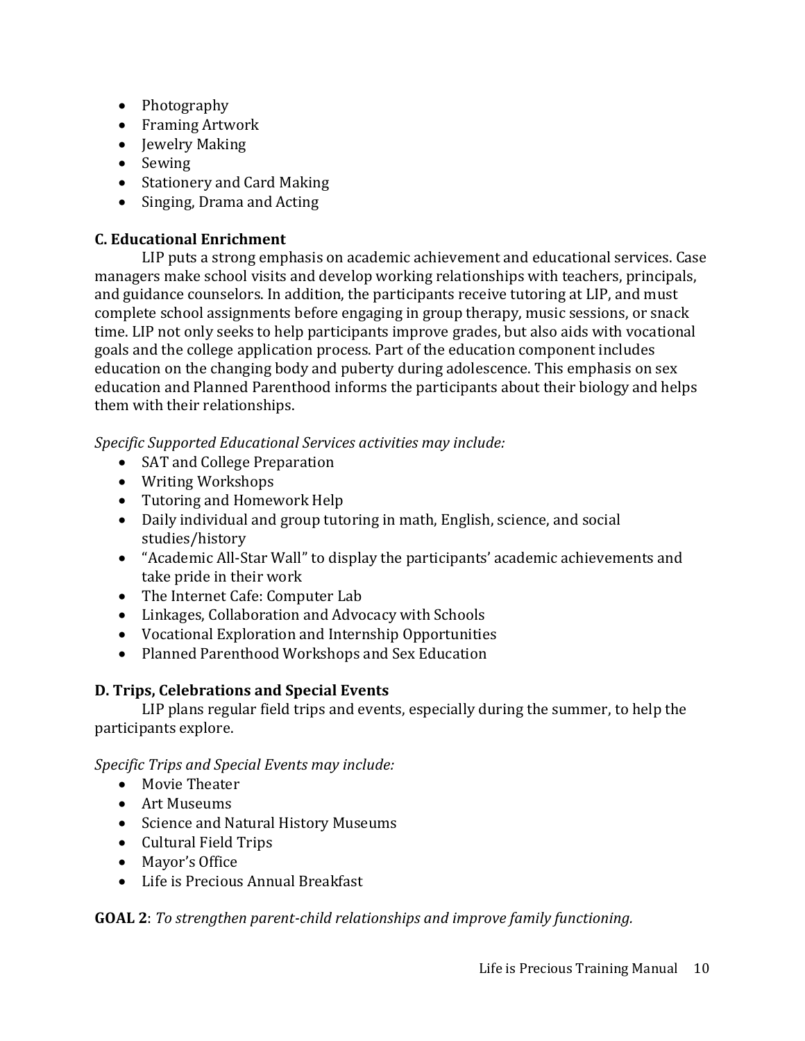- Photography
- Framing Artwork
- Jewelry Making
- Sewing
- Stationery and Card Making
- Singing, Drama and Acting

**C. Educational Enrichment**

LIP puts a strong emphasis on academic achievement and educational services. Case managers make school visits and develop working relationships with teachers, principals, and guidance counselors. In addition, the participants receive tutoring at LIP, and must complete school assignments before engaging in group therapy, music sessions, or snack time. LIP not only seeks to help participants improve grades, but also aids with vocational goals and the college application process. Part of the education component includes education on the changing body and puberty during adolescence. This emphasis on sex education and Planned Parenthood informs the participants about their biology and helps them with their relationships.

*Specific Supported Educational Services activities may include:*

- SAT and College Preparation
- Writing Workshops
- Tutoring and Homework Help
- Daily individual and group tutoring in math, English, science, and social studies/history
- "Academic All-Star Wall" to display the participants' academic achievements and take pride in their work
- The Internet Cafe: Computer Lab
- Linkages, Collaboration and Advocacy with Schools
- Vocational Exploration and Internship Opportunities
- Planned Parenthood Workshops and Sex Education

**D. Trips, Celebrations and Special Events**

LIP plans regular field trips and events, especially during the summer, to help the participants explore.

*Specific Trips and Special Events may include:*

- Movie Theater
- Art Museums
- Science and Natural History Museums
- Cultural Field Trips
- Mayor's Office
- Life is Precious Annual Breakfast

**GOAL 2**: *To strengthen parent-child relationships and improve family functioning.*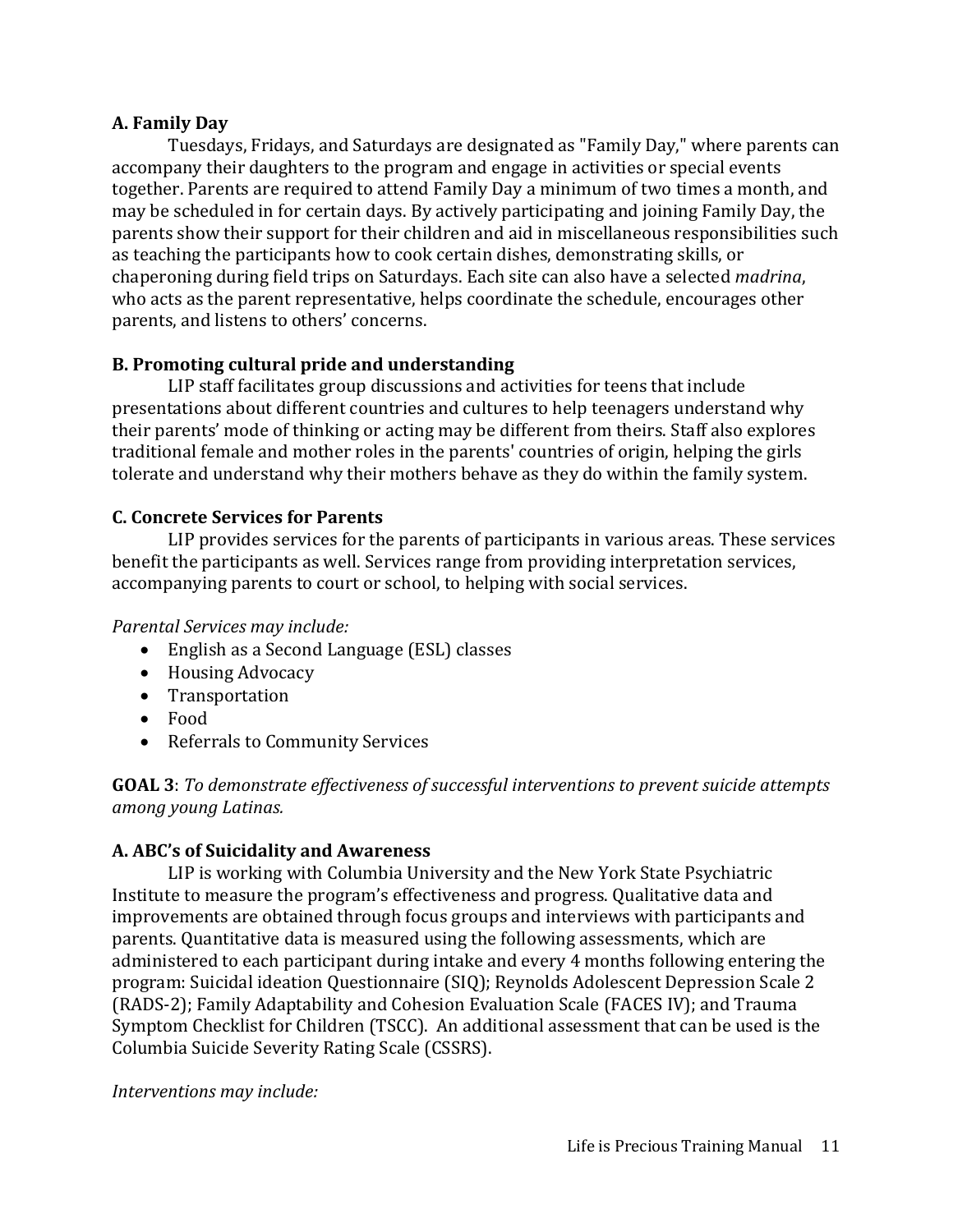### A. Family Day

Tuesdays, Fridays, and Saturdays are designated as "Family Day," where parents can accompany their daughters to the program and engage in activities or special events together. Parents are required to attend Family Day a minimum of two times a month, and may be scheduled in for certain days. By actively participating and joining Family Day, the parents show their support for their children and aid in miscellaneous responsibilities such as teaching the participants how to cook certain dishes, demonstrating skills, or chaperoning during field trips on Saturdays. Each site can also have a selected *madrina*, who acts as the parent representative, helps coordinate the schedule, encourages other parents, and listens to others' concerns.

### B. Promoting cultural pride and understanding

LIP staff facilitates group discussions and activities for teens that include presentations about different countries and cultures to help teenagers understand why their parents' mode of thinking or acting may be different from theirs. Staff also explores traditional female and mother roles in the parents' countries of origin, helping the girls tolerate and understand why their mothers behave as they do within the family system.

### C. Concrete Services for Parents

LIP provides services for the parents of participants in various areas. These services benefit the participants as well. Services range from providing interpretation services, accompanying parents to court or school, to helping with social services.

*Parental Services may include:*

- English as a Second Language (ESL) classes
- Housing Advocacy
- Transportation
- Food
- Referrals to Community Services

**GOAL 3**: *To demonstrate effectiveness of successful interventions to prevent suicide attempts among young Latinas.*

### A. ABC's of Suicidality and Awareness

LIP is working with Columbia University and the New York State Psychiatric Institute to measure the program's effectiveness and progress. Qualitative data and improvements are obtained through focus groups and interviews with participants and parents. Quantitative data is measured using the following assessments, which are administered to each participant during intake and every 4 months following entering the program: Suicidal ideation Questionnaire (SIQ); Reynolds Adolescent Depression Scale 2 (RADS-2); Family Adaptability and Cohesion Evaluation Scale (FACES IV); and Trauma Symptom Checklist for Children (TSCC). An additional assessment that can be used is the Columbia Suicide Severity Rating Scale (CSSRS).

*Interventions may include:*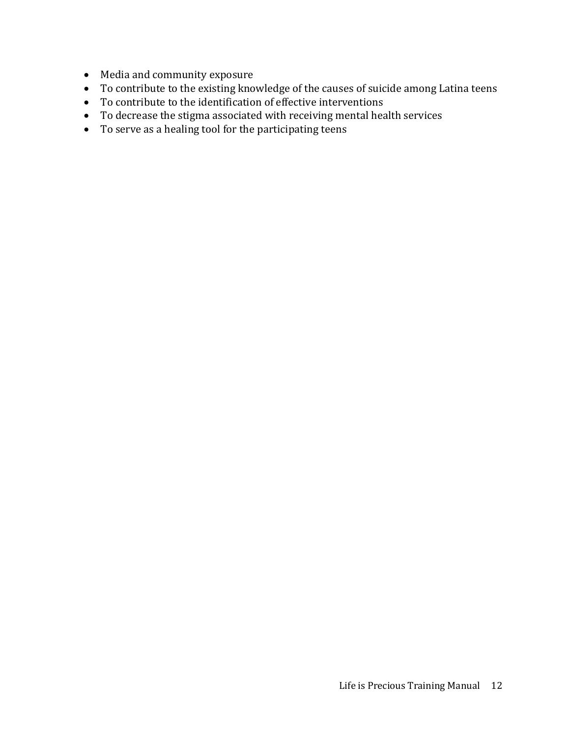- Media and community exposure
- To contribute to the existing knowledge of the causes of suicide among Latina teens
- To contribute to the identification of effective interventions
- To decrease the stigma associated with receiving mental health services
- To serve as a healing tool for the participating teens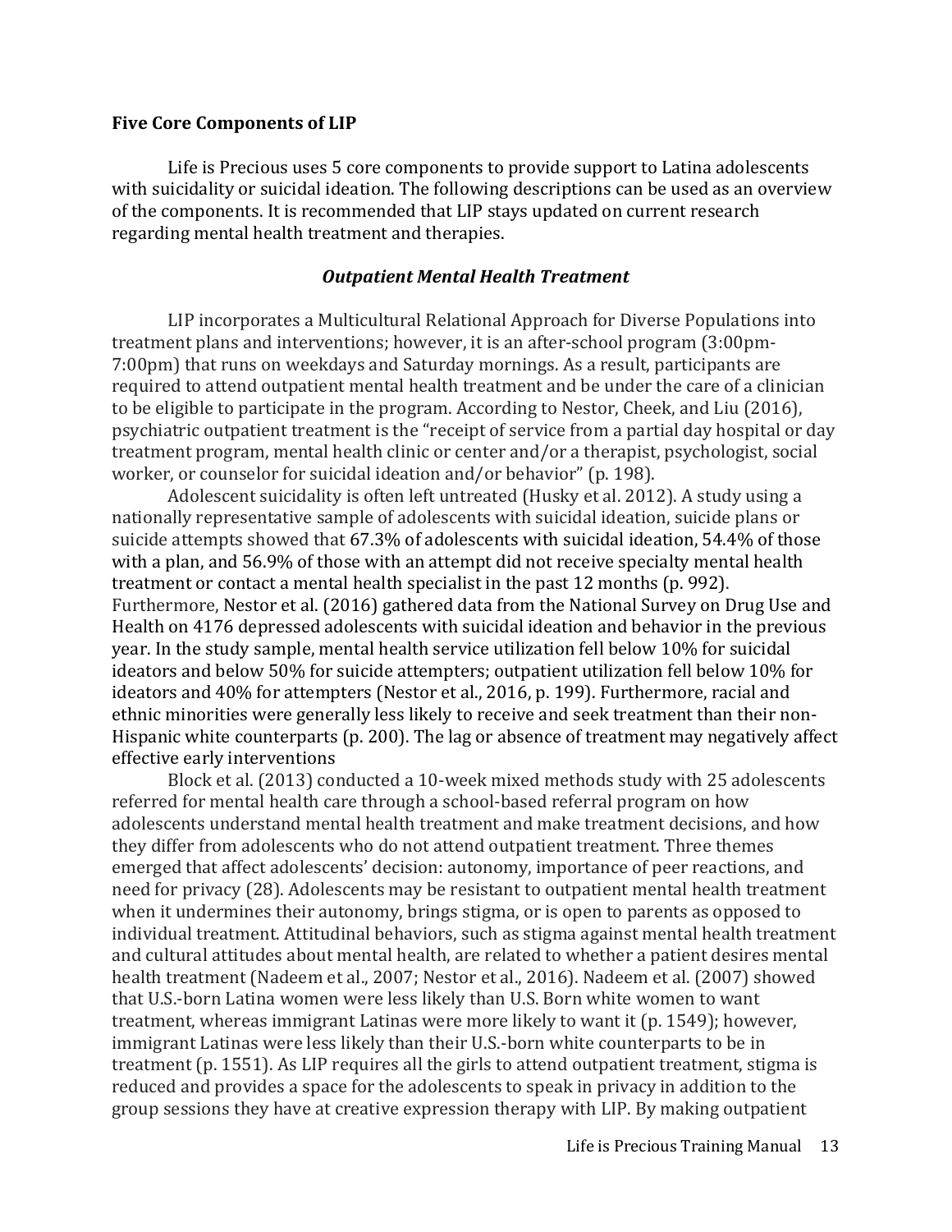## Five Core Components of LIP

Life is Precious uses 5 core components to provide support to Latina adolescents with suicidality or suicidal ideation. The following descriptions can be used as an overview of the components. It is recommended that LIP stays updated on current research regarding mental health treatment and therapies.

### *Outpatient Mental Health Treatment*

LIP incorporates a Multicultural Relational Approach for Diverse Populations into treatment plans and interventions; however, it is an after-school program (3:00pm-7:00pm) that runs on weekdays and Saturday mornings. As a result, participants are required to attend outpatient mental health treatment and be under the care of a clinician to be eligible to participate in the program. According to Nestor, Cheek, and Liu (2016), psychiatric outpatient treatment is the "receipt of service from a partial day hospital or day treatment program, mental health clinic or center and/or a therapist, psychologist, social worker, or counselor for suicidal ideation and/or behavior" (p. 198).

Adolescent suicidality is often left untreated (Husky et al. 2012). A study using a nationally representative sample of adolescents with suicidal ideation, suicide plans or suicide attempts showed that 67.3% of adolescents with suicidal ideation, 54.4% of those with a plan, and 56.9% of those with an attempt did not receive specialty mental health treatment or contact a mental health specialist in the past 12 months (p. 992). Furthermore, Nestor et al. (2016) gathered data from the National Survey on Drug Use and Health on 4176 depressed adolescents with suicidal ideation and behavior in the previous year. In the study sample, mental health service utilization fell below 10% for suicidal ideators and below 50% for suicide attempters; outpatient utilization fell below 10% for ideators and 40% for attempters (Nestor et al., 2016, p. 199). Furthermore, racial and ethnic minorities were generally less likely to receive and seek treatment than their non-Hispanic white counterparts (p. 200). The lag or absence of treatment may negatively affect effective early interventions

Block et al. (2013) conducted a 10-week mixed methods study with 25 adolescents referred for mental health care through a school-based referral program on how adolescents understand mental health treatment and make treatment decisions, and how they differ from adolescents who do not attend outpatient treatment. Three themes emerged that affect adolescents' decision: autonomy, importance of peer reactions, and need for privacy (28). Adolescents may be resistant to outpatient mental health treatment when it undermines their autonomy, brings stigma, or is open to parents as opposed to individual treatment. Attitudinal behaviors, such as stigma against mental health treatment and cultural attitudes about mental health, are related to whether a patient desires mental health treatment (Nadeem et al., 2007; Nestor et al., 2016). Nadeem et al. (2007) showed that U.S.-born Latina women were less likely than U.S. Born white women to want treatment, whereas immigrant Latinas were more likely to want it (p. 1549); however, immigrant Latinas were less likely than their U.S.-born white counterparts to be in treatment (p. 1551). As LIP requires all the girls to attend outpatient treatment, stigma is reduced and provides a space for the adolescents to speak in privacy in addition to the group sessions they have at creative expression therapy with LIP. By making outpatient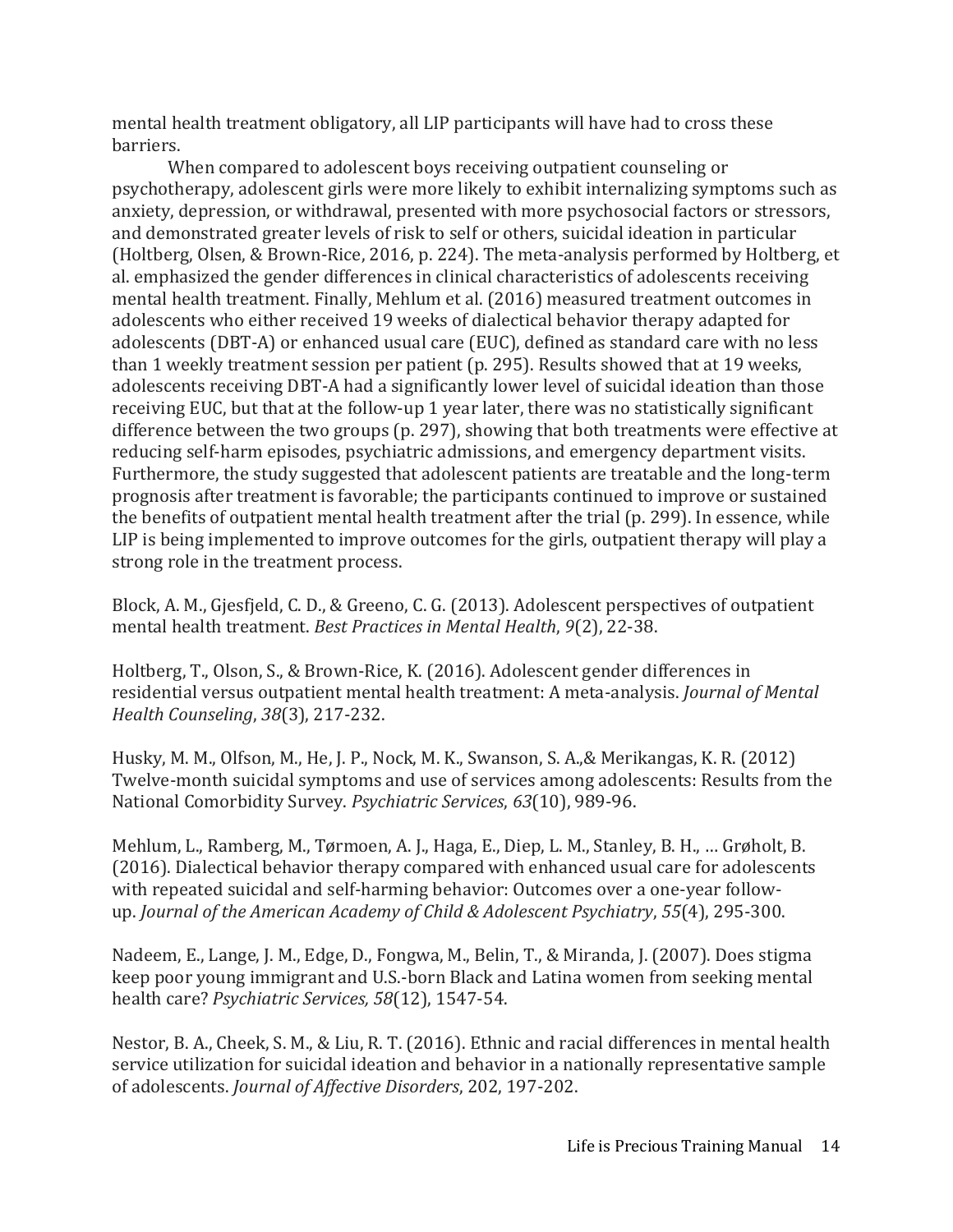mental health treatment obligatory, all LIP participants will have had to cross these barriers.

When compared to adolescent boys receiving outpatient counseling or psychotherapy, adolescent girls were more likely to exhibit internalizing symptoms such as anxiety, depression, or withdrawal, presented with more psychosocial factors or stressors, and demonstrated greater levels of risk to self or others, suicidal ideation in particular (Holtberg, Olsen, & Brown-Rice, 2016, p. 224). The meta-analysis performed by Holtberg, et al. emphasized the gender differences in clinical characteristics of adolescents receiving mental health treatment. Finally, Mehlum et al. (2016) measured treatment outcomes in adolescents who either received 19 weeks of dialectical behavior therapy adapted for adolescents (DBT-A) or enhanced usual care (EUC), defined as standard care with no less than 1 weekly treatment session per patient (p. 295). Results showed that at 19 weeks, adolescents receiving DBT-A had a significantly lower level of suicidal ideation than those receiving EUC, but that at the follow-up 1 year later, there was no statistically significant difference between the two groups (p. 297), showing that both treatments were effective at reducing self-harm episodes, psychiatric admissions, and emergency department visits. Furthermore, the study suggested that adolescent patients are treatable and the long-term prognosis after treatment is favorable; the participants continued to improve or sustained the benefits of outpatient mental health treatment after the trial (p. 299). In essence, while LIP is being implemented to improve outcomes for the girls, outpatient therapy will play a strong role in the treatment process.

Block, A. M., Gjesfjeld, C. D., & Greeno, C. G. (2013). Adolescent perspectives of outpatient mental health treatment. *Best Practices in Mental Health*, *9*(2), 22-38.

Holtberg, T., Olson, S., & Brown-Rice, K. (2016). Adolescent gender differences in residential versus outpatient mental health treatment: A meta-analysis. *Journal of Mental Health Counseling*, *38*(3), 217-232.

Husky, M. M., Olfson, M., He, J. P., Nock, M. K., Swanson, S. A.,& Merikangas, K. R. (2012) Twelve-month suicidal symptoms and use of services among adolescents: Results from the National Comorbidity Survey. *Psychiatric Services*, *63*(10), 989-96.

Mehlum, L., Ramberg, M., Tørmoen, A. J., Haga, E., Diep, L. M., Stanley, B. H., … Grøholt, B. (2016). Dialectical behavior therapy compared with enhanced usual care for adolescents with repeated suicidal and self-harming behavior: Outcomes over a one-year follow-up. *Journal of the American Academy of Child & Adolescent Psychiatry*, *55*(4), 295-300.

Nadeem, E., Lange, J. M., Edge, D., Fongwa, M., Belin, T., & Miranda, J. (2007). Does stigma keep poor young immigrant and U.S.-born Black and Latina women from seeking mental health care? *Psychiatric Services, 58*(12), 1547-54.

Nestor, B. A., Cheek, S. M., & Liu, R. T. (2016). Ethnic and racial differences in mental health service utilization for suicidal ideation and behavior in a nationally representative sample of adolescents. *Journal of Affective Disorders*, 202, 197-202.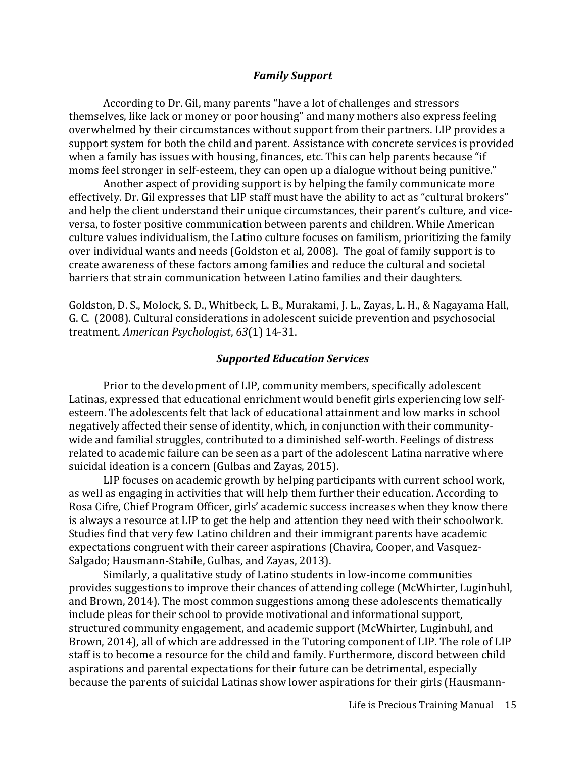### *Family Support*

According to Dr. Gil, many parents "have a lot of challenges and stressors themselves, like lack or money or poor housing" and many mothers also express feeling overwhelmed by their circumstances without support from their partners. LIP provides a support system for both the child and parent. Assistance with concrete services is provided when a family has issues with housing, finances, etc. This can help parents because "if moms feel stronger in self-esteem, they can open up a dialogue without being punitive."

Another aspect of providing support is by helping the family communicate more effectively. Dr. Gil expresses that LIP staff must have the ability to act as "cultural brokers" and help the client understand their unique circumstances, their parent's culture, and vice-versa, to foster positive communication between parents and children. While American culture values individualism, the Latino culture focuses on familism, prioritizing the family over individual wants and needs (Goldston et al, 2008). The goal of family support is to create awareness of these factors among families and reduce the cultural and societal barriers that strain communication between Latino families and their daughters.

Goldston, D. S., Molock, S. D., Whitbeck, L. B., Murakami, J. L., Zayas, L. H., & Nagayama Hall, G. C. (2008). Cultural considerations in adolescent suicide prevention and psychosocial treatment. *American Psychologist*, *63*(1) 14-31.

### *Supported Education Services*

Prior to the development of LIP, community members, specifically adolescent Latinas, expressed that educational enrichment would benefit girls experiencing low self-esteem. The adolescents felt that lack of educational attainment and low marks in school negatively affected their sense of identity, which, in conjunction with their community-wide and familial struggles, contributed to a diminished self-worth. Feelings of distress related to academic failure can be seen as a part of the adolescent Latina narrative where suicidal ideation is a concern (Gulbas and Zayas, 2015).

LIP focuses on academic growth by helping participants with current school work, as well as engaging in activities that will help them further their education. According to Rosa Cifre, Chief Program Officer, girls' academic success increases when they know there is always a resource at LIP to get the help and attention they need with their schoolwork. Studies find that very few Latino children and their immigrant parents have academic expectations congruent with their career aspirations (Chavira, Cooper, and Vasquez-Salgado; Hausmann-Stabile, Gulbas, and Zayas, 2013).

Similarly, a qualitative study of Latino students in low-income communities provides suggestions to improve their chances of attending college (McWhirter, Luginbuhl, and Brown, 2014). The most common suggestions among these adolescents thematically include pleas for their school to provide motivational and informational support, structured community engagement, and academic support (McWhirter, Luginbuhl, and Brown, 2014), all of which are addressed in the Tutoring component of LIP. The role of LIP staff is to become a resource for the child and family. Furthermore, discord between child aspirations and parental expectations for their future can be detrimental, especially because the parents of suicidal Latinas show lower aspirations for their girls (Hausmann-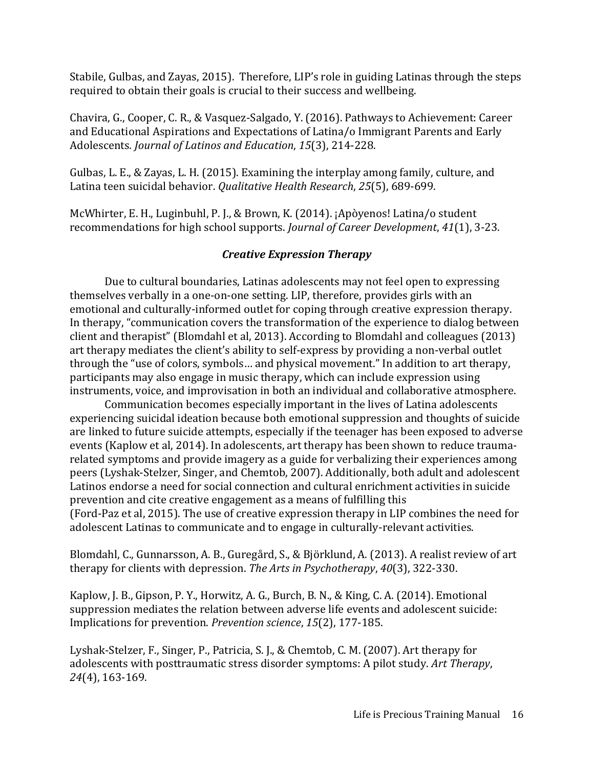Stabile, Gulbas, and Zayas, 2015). Therefore, LIP's role in guiding Latinas through the steps required to obtain their goals is crucial to their success and wellbeing.

Chavira, G., Cooper, C. R., & Vasquez-Salgado, Y. (2016). Pathways to Achievement: Career and Educational Aspirations and Expectations of Latina/o Immigrant Parents and Early Adolescents. *Journal of Latinos and Education*, *15*(3), 214-228.

Gulbas, L. E., & Zayas, L. H. (2015). Examining the interplay among family, culture, and Latina teen suicidal behavior. *Qualitative Health Research*, *25*(5), 689-699.

McWhirter, E. H., Luginbuhl, P. J., & Brown, K. (2014). ¡Apòyenos! Latina/o student recommendations for high school supports. *Journal of Career Development*, *41*(1), 3-23.

### *Creative Expression Therapy*

Due to cultural boundaries, Latinas adolescents may not feel open to expressing themselves verbally in a one-on-one setting. LIP, therefore, provides girls with an emotional and culturally-informed outlet for coping through creative expression therapy. In therapy, "communication covers the transformation of the experience to dialog between client and therapist" (Blomdahl et al, 2013). According to Blomdahl and colleagues (2013) art therapy mediates the client's ability to self-express by providing a non-verbal outlet through the "use of colors, symbols… and physical movement." In addition to art therapy, participants may also engage in music therapy, which can include expression using instruments, voice, and improvisation in both an individual and collaborative atmosphere.

Communication becomes especially important in the lives of Latina adolescents experiencing suicidal ideation because both emotional suppression and thoughts of suicide are linked to future suicide attempts, especially if the teenager has been exposed to adverse events (Kaplow et al, 2014). In adolescents, art therapy has been shown to reduce trauma-related symptoms and provide imagery as a guide for verbalizing their experiences among peers (Lyshak-Stelzer, Singer, and Chemtob, 2007). Additionally, both adult and adolescent Latinos endorse a need for social connection and cultural enrichment activities in suicide prevention and cite creative engagement as a means of fulfilling this (Ford-Paz et al, 2015). The use of creative expression therapy in LIP combines the need for adolescent Latinas to communicate and to engage in culturally-relevant activities.

Blomdahl, C., Gunnarsson, A. B., Guregård, S., & Björklund, A. (2013). A realist review of art therapy for clients with depression. *The Arts in Psychotherapy*, *40*(3), 322-330.

Kaplow, J. B., Gipson, P. Y., Horwitz, A. G., Burch, B. N., & King, C. A. (2014). Emotional suppression mediates the relation between adverse life events and adolescent suicide: Implications for prevention. *Prevention science*, *15*(2), 177-185.

Lyshak-Stelzer, F., Singer, P., Patricia, S. J., & Chemtob, C. M. (2007). Art therapy for adolescents with posttraumatic stress disorder symptoms: A pilot study. *Art Therapy*, *24*(4), 163-169.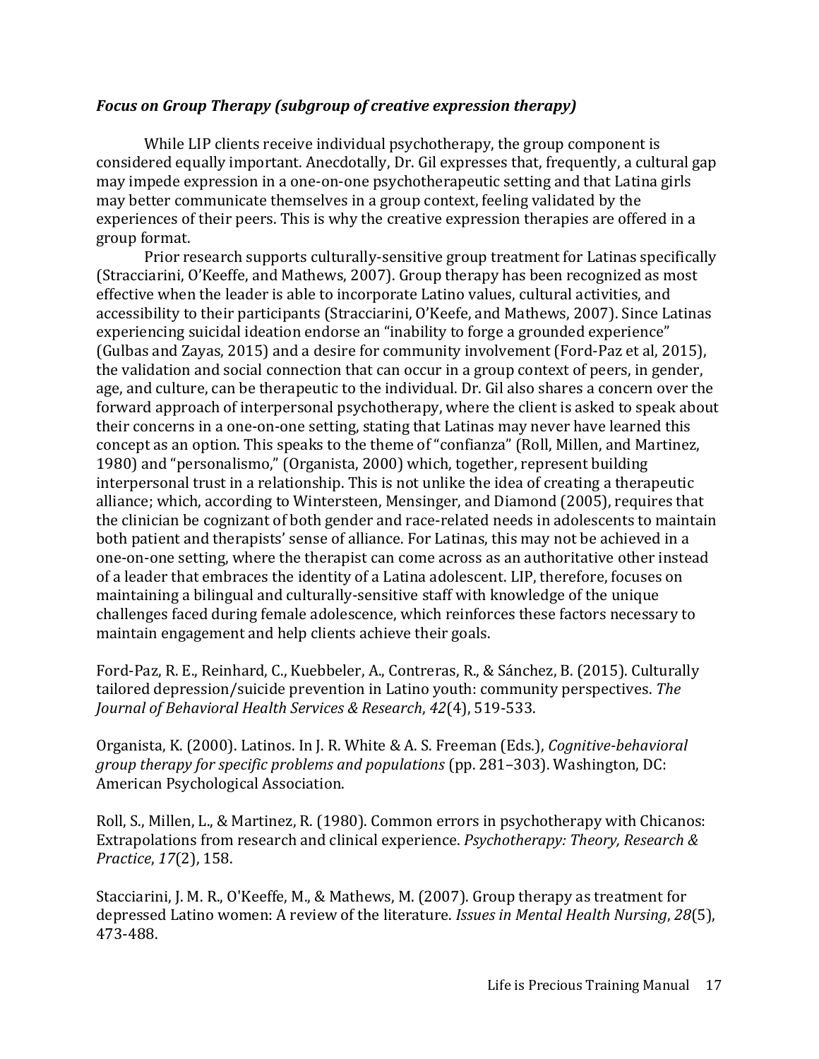***Focus on Group Therapy (subgroup of creative expression therapy)***

While LIP clients receive individual psychotherapy, the group component is considered equally important. Anecdotally, Dr. Gil expresses that, frequently, a cultural gap may impede expression in a one-on-one psychotherapeutic setting and that Latina girls may better communicate themselves in a group context, feeling validated by the experiences of their peers. This is why the creative expression therapies are offered in a group format.

Prior research supports culturally-sensitive group treatment for Latinas specifically (Stracciarini, O'Keeffe, and Mathews, 2007). Group therapy has been recognized as most effective when the leader is able to incorporate Latino values, cultural activities, and accessibility to their participants (Stracciarini, O'Keefe, and Mathews, 2007). Since Latinas experiencing suicidal ideation endorse an "inability to forge a grounded experience" (Gulbas and Zayas, 2015) and a desire for community involvement (Ford-Paz et al, 2015), the validation and social connection that can occur in a group context of peers, in gender, age, and culture, can be therapeutic to the individual. Dr. Gil also shares a concern over the forward approach of interpersonal psychotherapy, where the client is asked to speak about their concerns in a one-on-one setting, stating that Latinas may never have learned this concept as an option. This speaks to the theme of "confianza" (Roll, Millen, and Martinez, 1980) and "personalismo," (Organista, 2000) which, together, represent building interpersonal trust in a relationship. This is not unlike the idea of creating a therapeutic alliance; which, according to Wintersteen, Mensinger, and Diamond (2005), requires that the clinician be cognizant of both gender and race-related needs in adolescents to maintain both patient and therapists' sense of alliance. For Latinas, this may not be achieved in a one-on-one setting, where the therapist can come across as an authoritative other instead of a leader that embraces the identity of a Latina adolescent. LIP, therefore, focuses on maintaining a bilingual and culturally-sensitive staff with knowledge of the unique challenges faced during female adolescence, which reinforces these factors necessary to maintain engagement and help clients achieve their goals.

Ford-Paz, R. E., Reinhard, C., Kuebbeler, A., Contreras, R., & Sánchez, B. (2015). Culturally tailored depression/suicide prevention in Latino youth: community perspectives. *The Journal of Behavioral Health Services & Research*, *42*(4), 519-533.

Organista, K. (2000). Latinos. In J. R. White & A. S. Freeman (Eds.), *Cognitive-behavioral group therapy for specific problems and populations* (pp. 281–303). Washington, DC: American Psychological Association.

Roll, S., Millen, L., & Martinez, R. (1980). Common errors in psychotherapy with Chicanos: Extrapolations from research and clinical experience. *Psychotherapy: Theory, Research & Practice*, *17*(2), 158.

Stacciarini, J. M. R., O'Keeffe, M., & Mathews, M. (2007). Group therapy as treatment for depressed Latino women: A review of the literature. *Issues in Mental Health Nursing*, *28*(5), 473-488.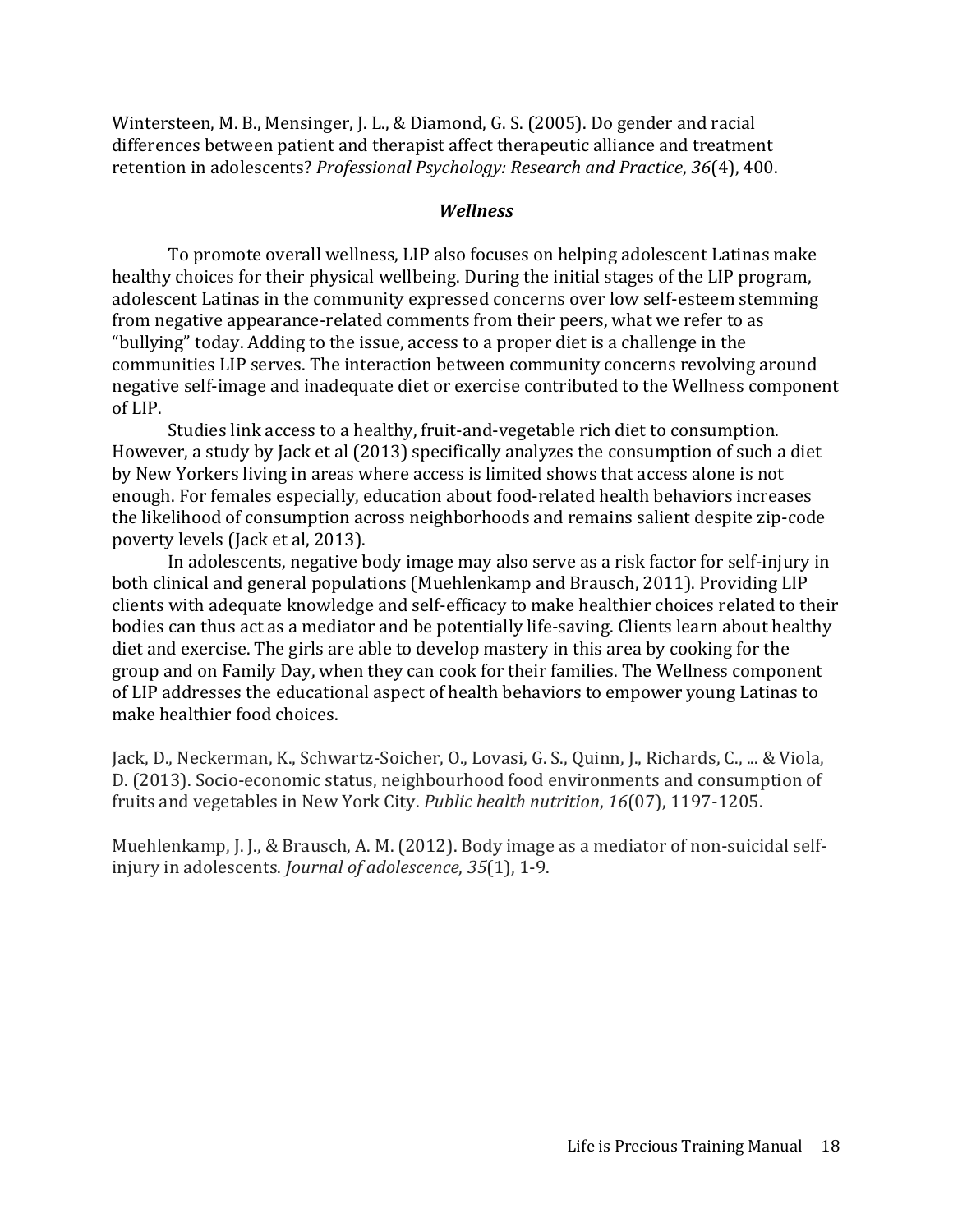Wintersteen, M. B., Mensinger, J. L., & Diamond, G. S. (2005). Do gender and racial differences between patient and therapist affect therapeutic alliance and treatment retention in adolescents? *Professional Psychology: Research and Practice*, *36*(4), 400.

### *Wellness*

To promote overall wellness, LIP also focuses on helping adolescent Latinas make healthy choices for their physical wellbeing. During the initial stages of the LIP program, adolescent Latinas in the community expressed concerns over low self-esteem stemming from negative appearance-related comments from their peers, what we refer to as "bullying" today. Adding to the issue, access to a proper diet is a challenge in the communities LIP serves. The interaction between community concerns revolving around negative self-image and inadequate diet or exercise contributed to the Wellness component of LIP.

Studies link access to a healthy, fruit-and-vegetable rich diet to consumption. However, a study by Jack et al (2013) specifically analyzes the consumption of such a diet by New Yorkers living in areas where access is limited shows that access alone is not enough. For females especially, education about food-related health behaviors increases the likelihood of consumption across neighborhoods and remains salient despite zip-code poverty levels (Jack et al, 2013).

In adolescents, negative body image may also serve as a risk factor for self-injury in both clinical and general populations (Muehlenkamp and Brausch, 2011). Providing LIP clients with adequate knowledge and self-efficacy to make healthier choices related to their bodies can thus act as a mediator and be potentially life-saving. Clients learn about healthy diet and exercise. The girls are able to develop mastery in this area by cooking for the group and on Family Day, when they can cook for their families. The Wellness component of LIP addresses the educational aspect of health behaviors to empower young Latinas to make healthier food choices.

Jack, D., Neckerman, K., Schwartz-Soicher, O., Lovasi, G. S., Quinn, J., Richards, C., ... & Viola, D. (2013). Socio-economic status, neighbourhood food environments and consumption of fruits and vegetables in New York City. *Public health nutrition*, *16*(07), 1197-1205.

Muehlenkamp, J. J., & Brausch, A. M. (2012). Body image as a mediator of non-suicidal self-injury in adolescents. *Journal of adolescence*, *35*(1), 1-9.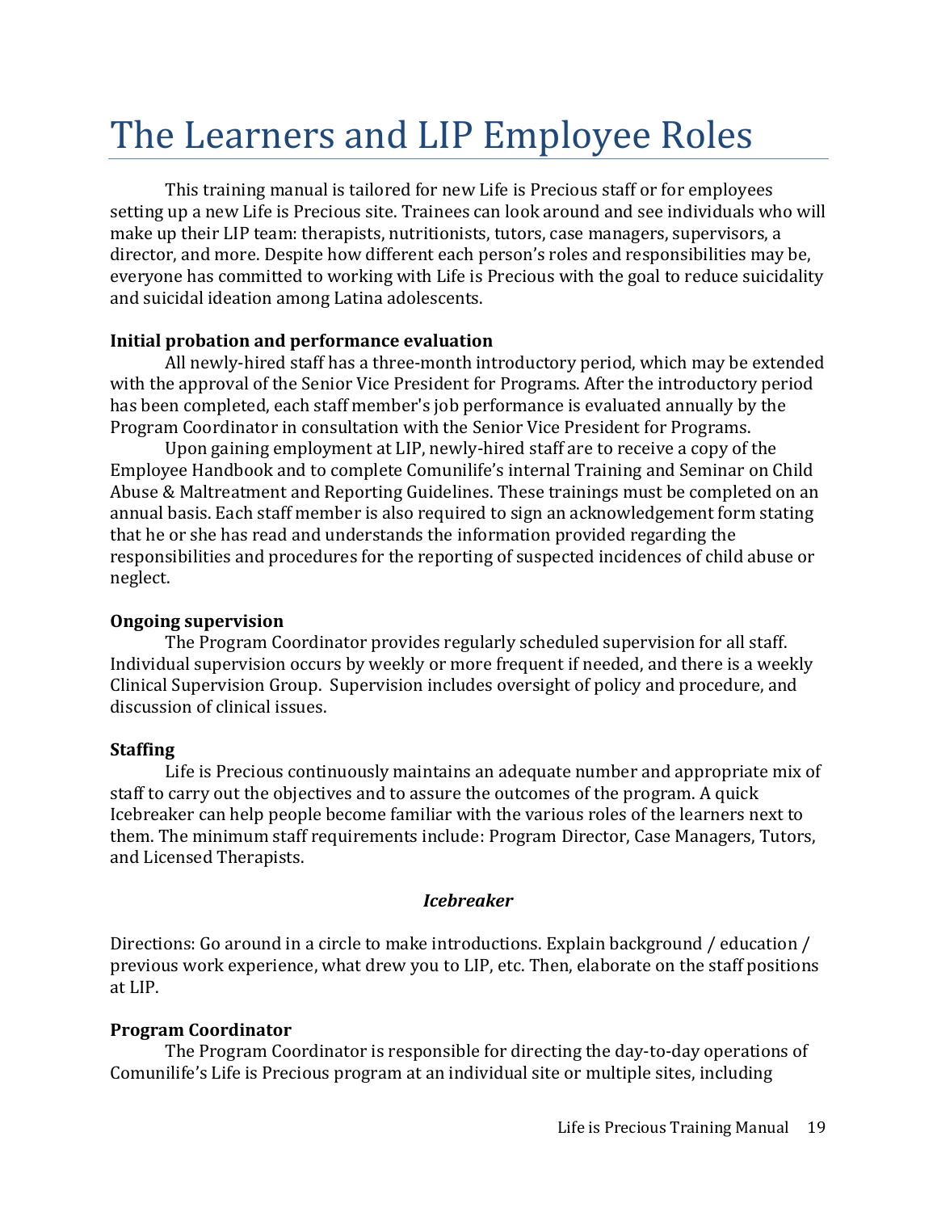# The Learners and LIP Employee Roles

This training manual is tailored for new Life is Precious staff or for employees setting up a new Life is Precious site. Trainees can look around and see individuals who will make up their LIP team: therapists, nutritionists, tutors, case managers, supervisors, a director, and more. Despite how different each person's roles and responsibilities may be, everyone has committed to working with Life is Precious with the goal to reduce suicidality and suicidal ideation among Latina adolescents.

**Initial probation and performance evaluation**

All newly-hired staff has a three-month introductory period, which may be extended with the approval of the Senior Vice President for Programs. After the introductory period has been completed, each staff member's job performance is evaluated annually by the Program Coordinator in consultation with the Senior Vice President for Programs.

Upon gaining employment at LIP, newly-hired staff are to receive a copy of the Employee Handbook and to complete Comunilife's internal Training and Seminar on Child Abuse & Maltreatment and Reporting Guidelines. These trainings must be completed on an annual basis. Each staff member is also required to sign an acknowledgement form stating that he or she has read and understands the information provided regarding the responsibilities and procedures for the reporting of suspected incidences of child abuse or neglect.

**Ongoing supervision**

The Program Coordinator provides regularly scheduled supervision for all staff. Individual supervision occurs by weekly or more frequent if needed, and there is a weekly Clinical Supervision Group. Supervision includes oversight of policy and procedure, and discussion of clinical issues.

**Staffing**

Life is Precious continuously maintains an adequate number and appropriate mix of staff to carry out the objectives and to assure the outcomes of the program. A quick Icebreaker can help people become familiar with the various roles of the learners next to them. The minimum staff requirements include: Program Director, Case Managers, Tutors, and Licensed Therapists.

***Icebreaker***

Directions: Go around in a circle to make introductions. Explain background / education / previous work experience, what drew you to LIP, etc. Then, elaborate on the staff positions at LIP.

**Program Coordinator**

The Program Coordinator is responsible for directing the day-to-day operations of Comunilife's Life is Precious program at an individual site or multiple sites, including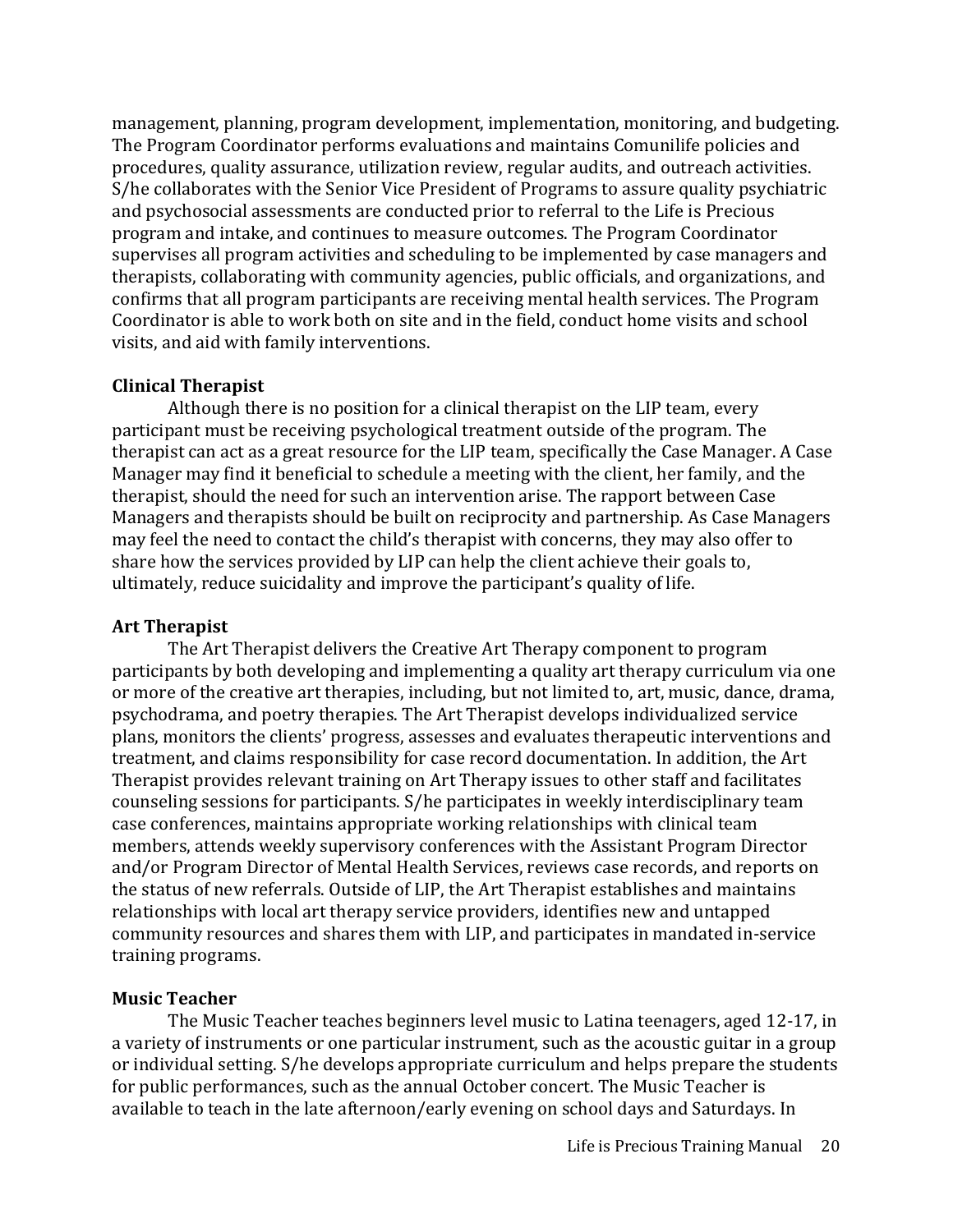management, planning, program development, implementation, monitoring, and budgeting. The Program Coordinator performs evaluations and maintains Comunilife policies and procedures, quality assurance, utilization review, regular audits, and outreach activities. S/he collaborates with the Senior Vice President of Programs to assure quality psychiatric and psychosocial assessments are conducted prior to referral to the Life is Precious program and intake, and continues to measure outcomes. The Program Coordinator supervises all program activities and scheduling to be implemented by case managers and therapists, collaborating with community agencies, public officials, and organizations, and confirms that all program participants are receiving mental health services. The Program Coordinator is able to work both on site and in the field, conduct home visits and school visits, and aid with family interventions.

**Clinical Therapist**

Although there is no position for a clinical therapist on the LIP team, every participant must be receiving psychological treatment outside of the program. The therapist can act as a great resource for the LIP team, specifically the Case Manager. A Case Manager may find it beneficial to schedule a meeting with the client, her family, and the therapist, should the need for such an intervention arise. The rapport between Case Managers and therapists should be built on reciprocity and partnership. As Case Managers may feel the need to contact the child's therapist with concerns, they may also offer to share how the services provided by LIP can help the client achieve their goals to, ultimately, reduce suicidality and improve the participant's quality of life.

**Art Therapist**

The Art Therapist delivers the Creative Art Therapy component to program participants by both developing and implementing a quality art therapy curriculum via one or more of the creative art therapies, including, but not limited to, art, music, dance, drama, psychodrama, and poetry therapies. The Art Therapist develops individualized service plans, monitors the clients' progress, assesses and evaluates therapeutic interventions and treatment, and claims responsibility for case record documentation. In addition, the Art Therapist provides relevant training on Art Therapy issues to other staff and facilitates counseling sessions for participants. S/he participates in weekly interdisciplinary team case conferences, maintains appropriate working relationships with clinical team members, attends weekly supervisory conferences with the Assistant Program Director and/or Program Director of Mental Health Services, reviews case records, and reports on the status of new referrals. Outside of LIP, the Art Therapist establishes and maintains relationships with local art therapy service providers, identifies new and untapped community resources and shares them with LIP, and participates in mandated in-service training programs.

**Music Teacher**

The Music Teacher teaches beginners level music to Latina teenagers, aged 12-17, in a variety of instruments or one particular instrument, such as the acoustic guitar in a group or individual setting. S/he develops appropriate curriculum and helps prepare the students for public performances, such as the annual October concert. The Music Teacher is available to teach in the late afternoon/early evening on school days and Saturdays. In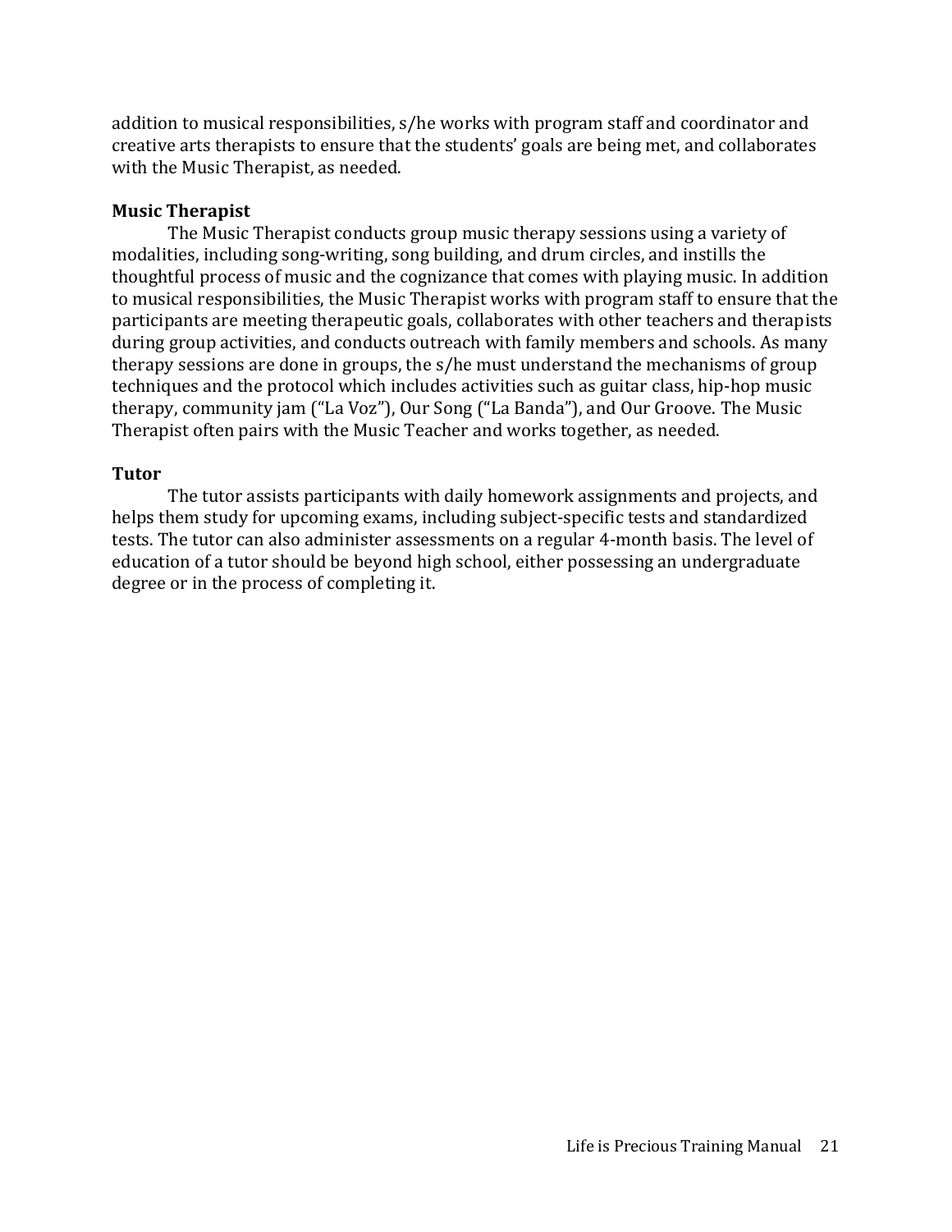addition to musical responsibilities, s/he works with program staff and coordinator and creative arts therapists to ensure that the students' goals are being met, and collaborates with the Music Therapist, as needed.

**Music Therapist**

The Music Therapist conducts group music therapy sessions using a variety of modalities, including song-writing, song building, and drum circles, and instills the thoughtful process of music and the cognizance that comes with playing music. In addition to musical responsibilities, the Music Therapist works with program staff to ensure that the participants are meeting therapeutic goals, collaborates with other teachers and therapists during group activities, and conducts outreach with family members and schools. As many therapy sessions are done in groups, the s/he must understand the mechanisms of group techniques and the protocol which includes activities such as guitar class, hip-hop music therapy, community jam ("La Voz"), Our Song ("La Banda"), and Our Groove. The Music Therapist often pairs with the Music Teacher and works together, as needed.

**Tutor**

The tutor assists participants with daily homework assignments and projects, and helps them study for upcoming exams, including subject-specific tests and standardized tests. The tutor can also administer assessments on a regular 4-month basis. The level of education of a tutor should be beyond high school, either possessing an undergraduate degree or in the process of completing it.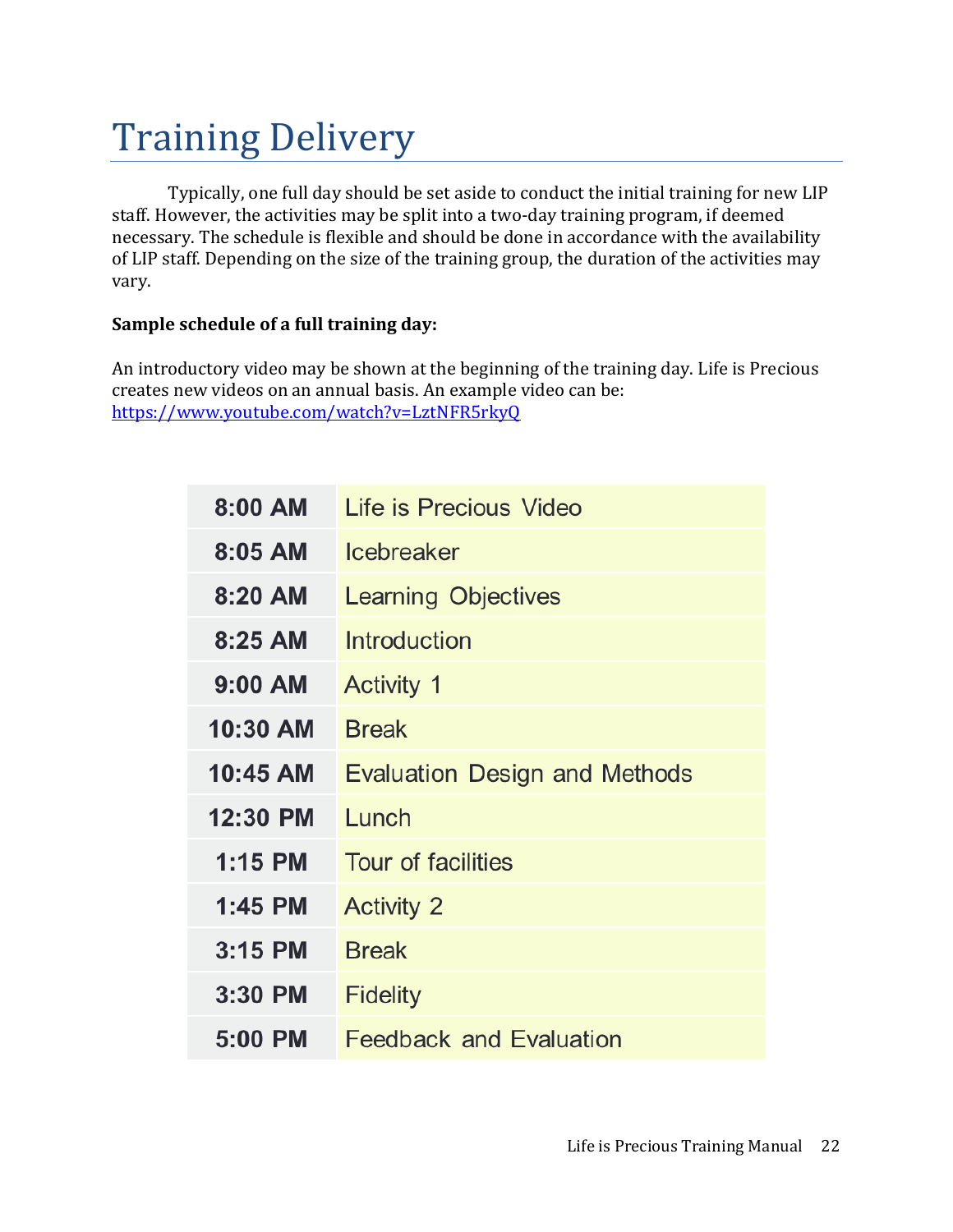# Training Delivery

Typically, one full day should be set aside to conduct the initial training for new LIP staff. However, the activities may be split into a two-day training program, if deemed necessary. The schedule is flexible and should be done in accordance with the availability of LIP staff. Depending on the size of the training group, the duration of the activities may vary.

**Sample schedule of a full training day:**

An introductory video may be shown at the beginning of the training day. Life is Precious creates new videos on an annual basis. An example video can be: https://www.youtube.com/watch?v=LztNFR5rkyQ

| | |
|---|---|
| **8:00 AM** | Life is Precious Video |
| **8:05 AM** | Icebreaker |
| **8:20 AM** | Learning Objectives |
| **8:25 AM** | Introduction |
| **9:00 AM** | Activity 1 |
| **10:30 AM** | Break |
| **10:45 AM** | Evaluation Design and Methods |
| **12:30 PM** | Lunch |
| **1:15 PM** | Tour of facilities |
| **1:45 PM** | Activity 2 |
| **3:15 PM** | Break |
| **3:30 PM** | Fidelity |
| **5:00 PM** | Feedback and Evaluation |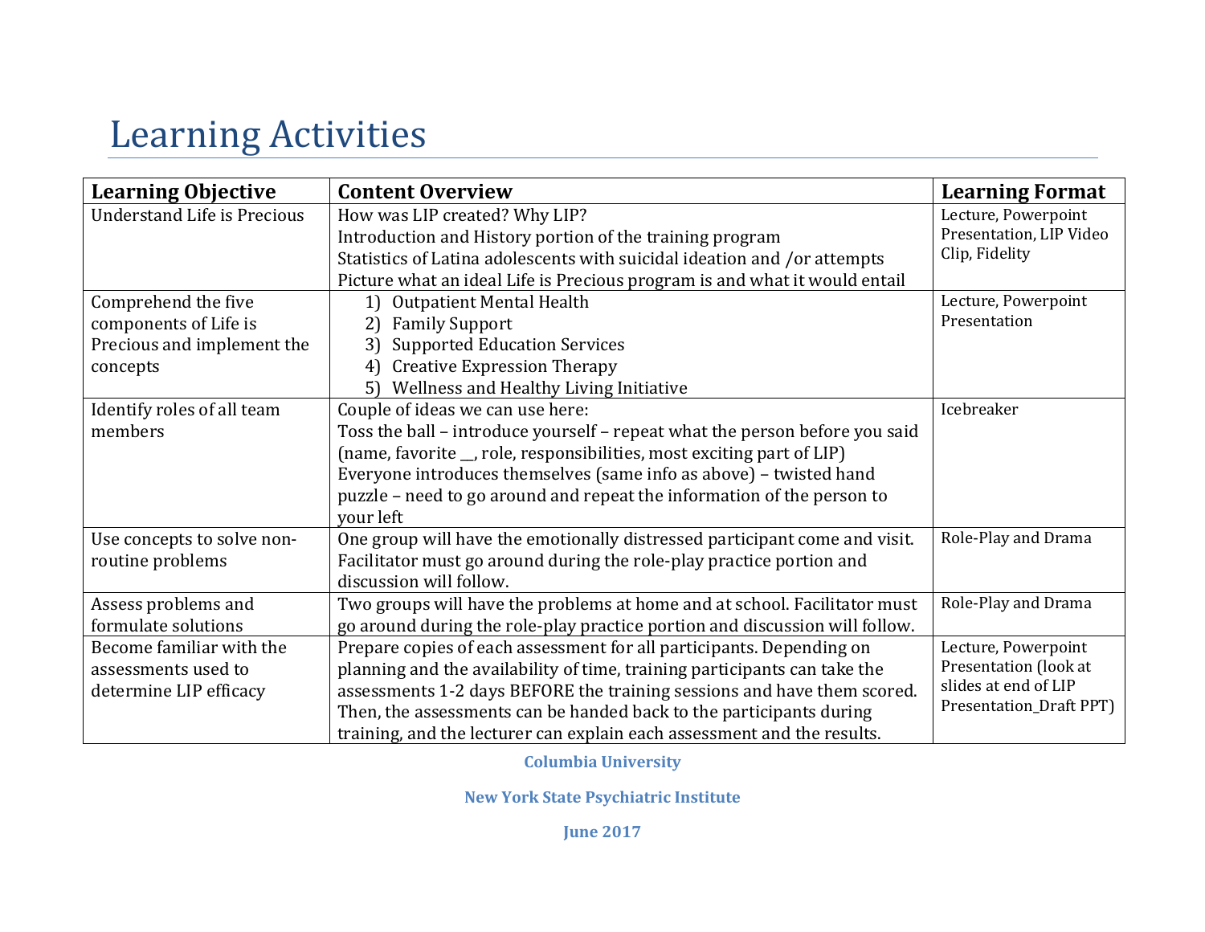# Learning Activities

| Learning Objective | Content Overview | Learning Format |
|---|---|---|
| Understand Life is Precious | How was LIP created? Why LIP?<br>Introduction and History portion of the training program<br>Statistics of Latina adolescents with suicidal ideation and /or attempts<br>Picture what an ideal Life is Precious program is and what it would entail | Lecture, Powerpoint Presentation, LIP Video Clip, Fidelity |
| Comprehend the five components of Life is Precious and implement the concepts | 1) Outpatient Mental Health<br>2) Family Support<br>3) Supported Education Services<br>4) Creative Expression Therapy<br>5) Wellness and Healthy Living Initiative | Lecture, Powerpoint Presentation |
| Identify roles of all team members | Couple of ideas we can use here:<br>Toss the ball – introduce yourself – repeat what the person before you said (name, favorite __, role, responsibilities, most exciting part of LIP)<br>Everyone introduces themselves (same info as above) – twisted hand puzzle – need to go around and repeat the information of the person to your left | Icebreaker |
| Use concepts to solve non-routine problems | One group will have the emotionally distressed participant come and visit. Facilitator must go around during the role-play practice portion and discussion will follow. | Role-Play and Drama |
| Assess problems and formulate solutions | Two groups will have the problems at home and at school. Facilitator must go around during the role-play practice portion and discussion will follow. | Role-Play and Drama |
| Become familiar with the assessments used to determine LIP efficacy | Prepare copies of each assessment for all participants. Depending on planning and the availability of time, training participants can take the assessments 1-2 days BEFORE the training sessions and have them scored. Then, the assessments can be handed back to the participants during training, and the lecturer can explain each assessment and the results. | Lecture, Powerpoint Presentation (look at slides at end of LIP Presentation_Draft PPT) |

**Columbia University**

**New York State Psychiatric Institute**

**June 2017**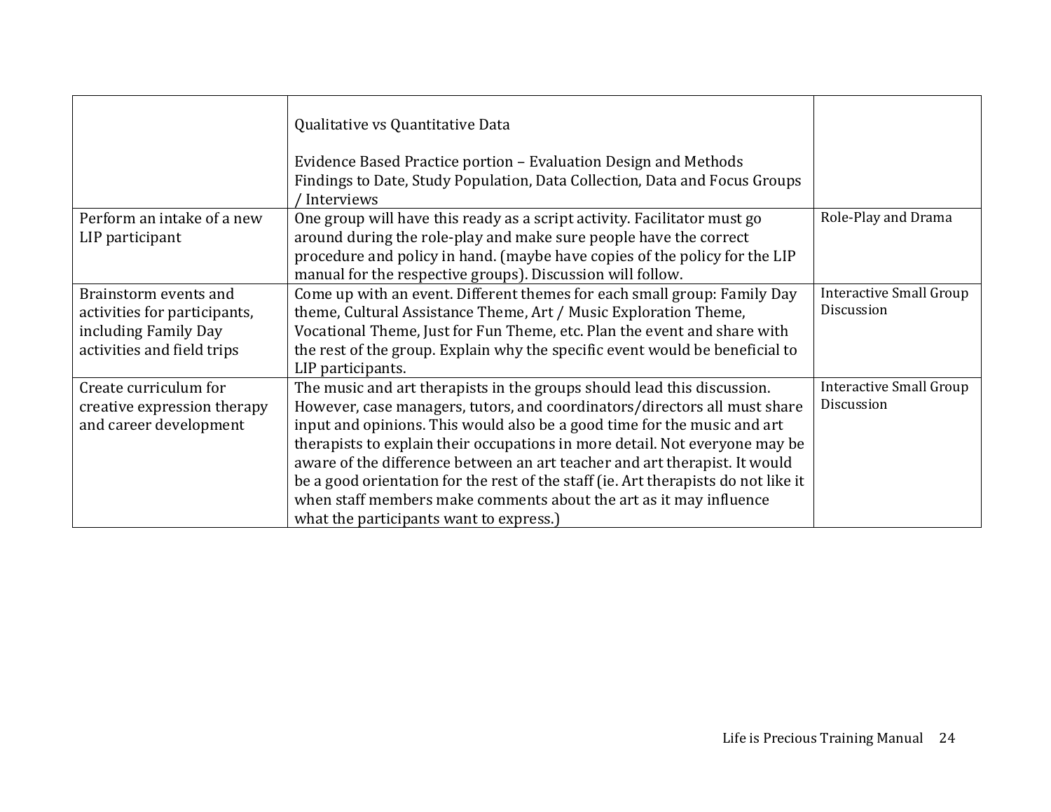| | | |
|---|---|---|
| | Qualitative vs Quantitative Data<br><br>Evidence Based Practice portion – Evaluation Design and Methods Findings to Date, Study Population, Data Collection, Data and Focus Groups / Interviews | |
| Perform an intake of a new LIP participant | One group will have this ready as a script activity. Facilitator must go around during the role-play and make sure people have the correct procedure and policy in hand. (maybe have copies of the policy for the LIP manual for the respective groups). Discussion will follow. | Role-Play and Drama |
| Brainstorm events and activities for participants, including Family Day activities and field trips | Come up with an event. Different themes for each small group: Family Day theme, Cultural Assistance Theme, Art / Music Exploration Theme, Vocational Theme, Just for Fun Theme, etc. Plan the event and share with the rest of the group. Explain why the specific event would be beneficial to LIP participants. | Interactive Small Group Discussion |
| Create curriculum for creative expression therapy and career development | The music and art therapists in the groups should lead this discussion. However, case managers, tutors, and coordinators/directors all must share input and opinions. This would also be a good time for the music and art therapists to explain their occupations in more detail. Not everyone may be aware of the difference between an art teacher and art therapist. It would be a good orientation for the rest of the staff (ie. Art therapists do not like it when staff members make comments about the art as it may influence what the participants want to express.) | Interactive Small Group Discussion |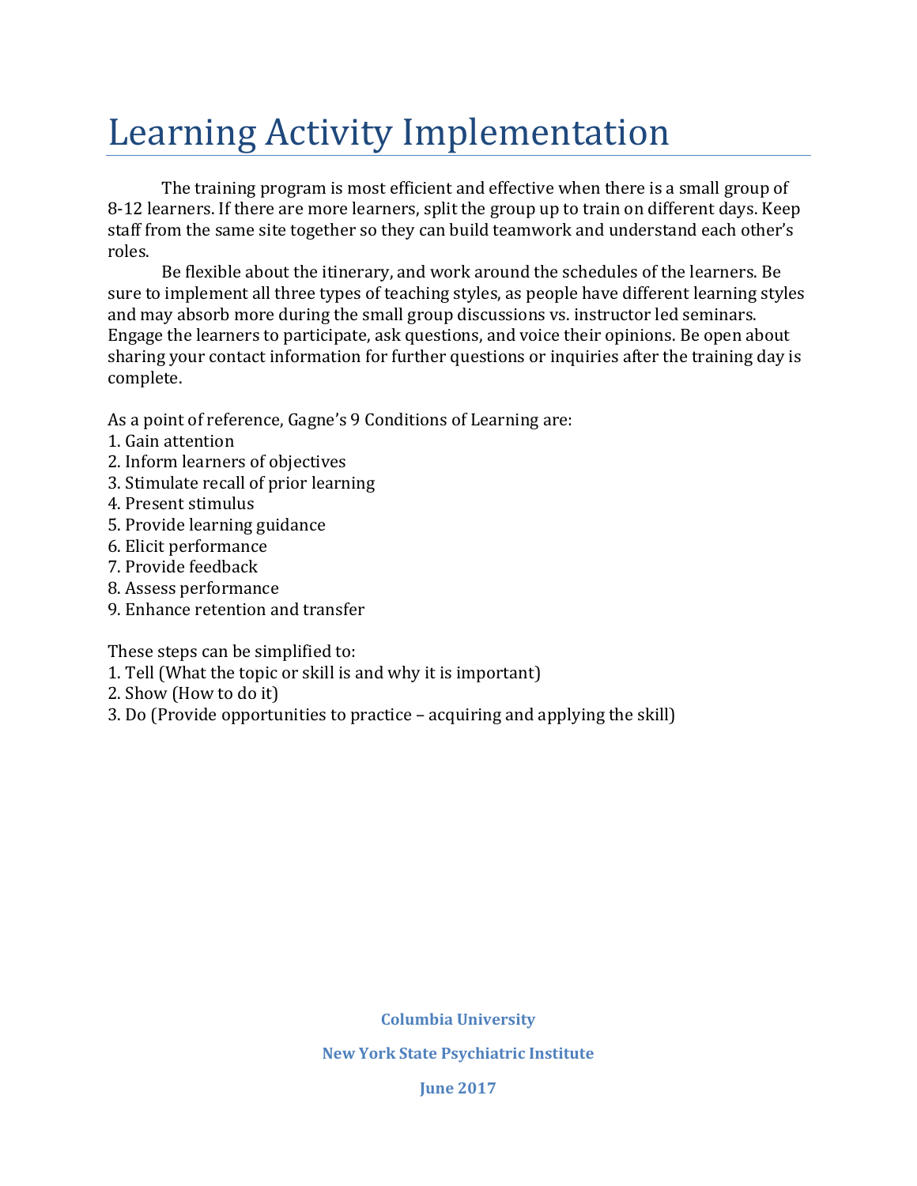# Learning Activity Implementation

The training program is most efficient and effective when there is a small group of 8-12 learners. If there are more learners, split the group up to train on different days. Keep staff from the same site together so they can build teamwork and understand each other's roles.

Be flexible about the itinerary, and work around the schedules of the learners. Be sure to implement all three types of teaching styles, as people have different learning styles and may absorb more during the small group discussions vs. instructor led seminars. Engage the learners to participate, ask questions, and voice their opinions. Be open about sharing your contact information for further questions or inquiries after the training day is complete.

As a point of reference, Gagne's 9 Conditions of Learning are:

1. Gain attention
2. Inform learners of objectives
3. Stimulate recall of prior learning
4. Present stimulus
5. Provide learning guidance
6. Elicit performance
7. Provide feedback
8. Assess performance
9. Enhance retention and transfer

These steps can be simplified to:

1. Tell (What the topic or skill is and why it is important)
2. Show (How to do it)
3. Do (Provide opportunities to practice – acquiring and applying the skill)

**Columbia University**

**New York State Psychiatric Institute**

**June 2017**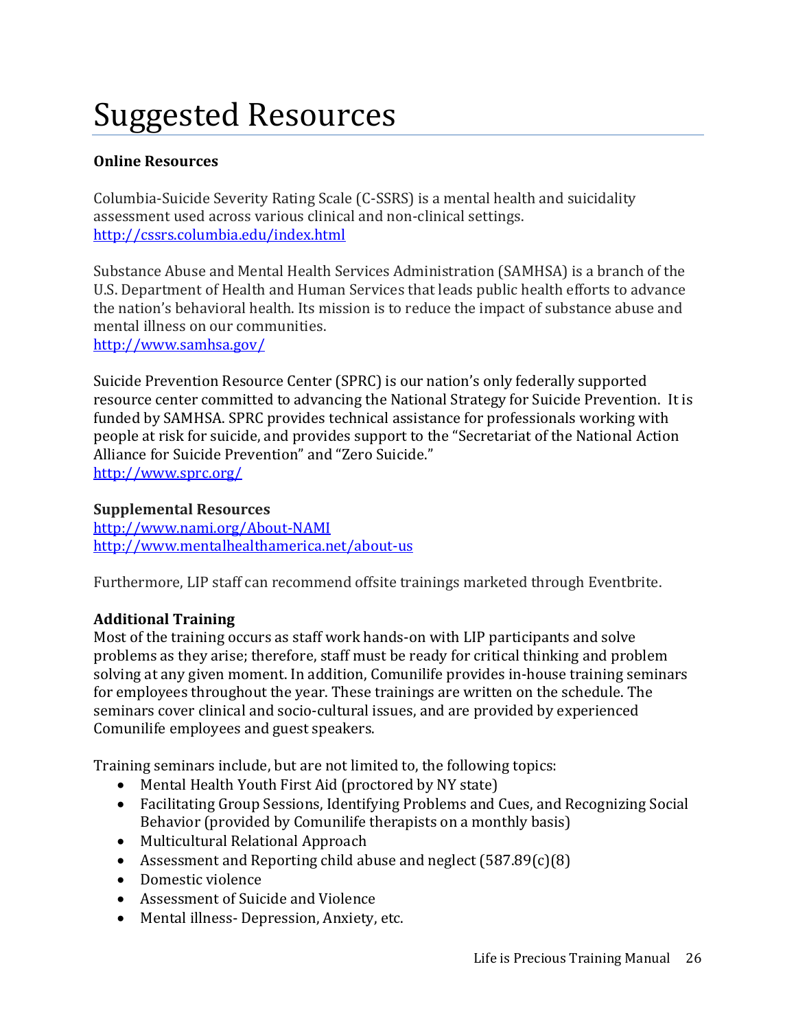# Suggested Resources

**Online Resources**

Columbia-Suicide Severity Rating Scale (C-SSRS) is a mental health and suicidality assessment used across various clinical and non-clinical settings.
http://cssrs.columbia.edu/index.html

Substance Abuse and Mental Health Services Administration (SAMHSA) is a branch of the U.S. Department of Health and Human Services that leads public health efforts to advance the nation's behavioral health. Its mission is to reduce the impact of substance abuse and mental illness on our communities.
http://www.samhsa.gov/

Suicide Prevention Resource Center (SPRC) is our nation's only federally supported resource center committed to advancing the National Strategy for Suicide Prevention. It is funded by SAMHSA. SPRC provides technical assistance for professionals working with people at risk for suicide, and provides support to the "Secretariat of the National Action Alliance for Suicide Prevention" and "Zero Suicide."
http://www.sprc.org/

**Supplemental Resources**
http://www.nami.org/About-NAMI
http://www.mentalhealthamerica.net/about-us

Furthermore, LIP staff can recommend offsite trainings marketed through Eventbrite.

**Additional Training**
Most of the training occurs as staff work hands-on with LIP participants and solve problems as they arise; therefore, staff must be ready for critical thinking and problem solving at any given moment. In addition, Comunilife provides in-house training seminars for employees throughout the year. These trainings are written on the schedule. The seminars cover clinical and socio-cultural issues, and are provided by experienced Comunilife employees and guest speakers.

Training seminars include, but are not limited to, the following topics:

- Mental Health Youth First Aid (proctored by NY state)
- Facilitating Group Sessions, Identifying Problems and Cues, and Recognizing Social Behavior (provided by Comunilife therapists on a monthly basis)
- Multicultural Relational Approach
- Assessment and Reporting child abuse and neglect (587.89(c)(8)
- Domestic violence
- Assessment of Suicide and Violence
- Mental illness- Depression, Anxiety, etc.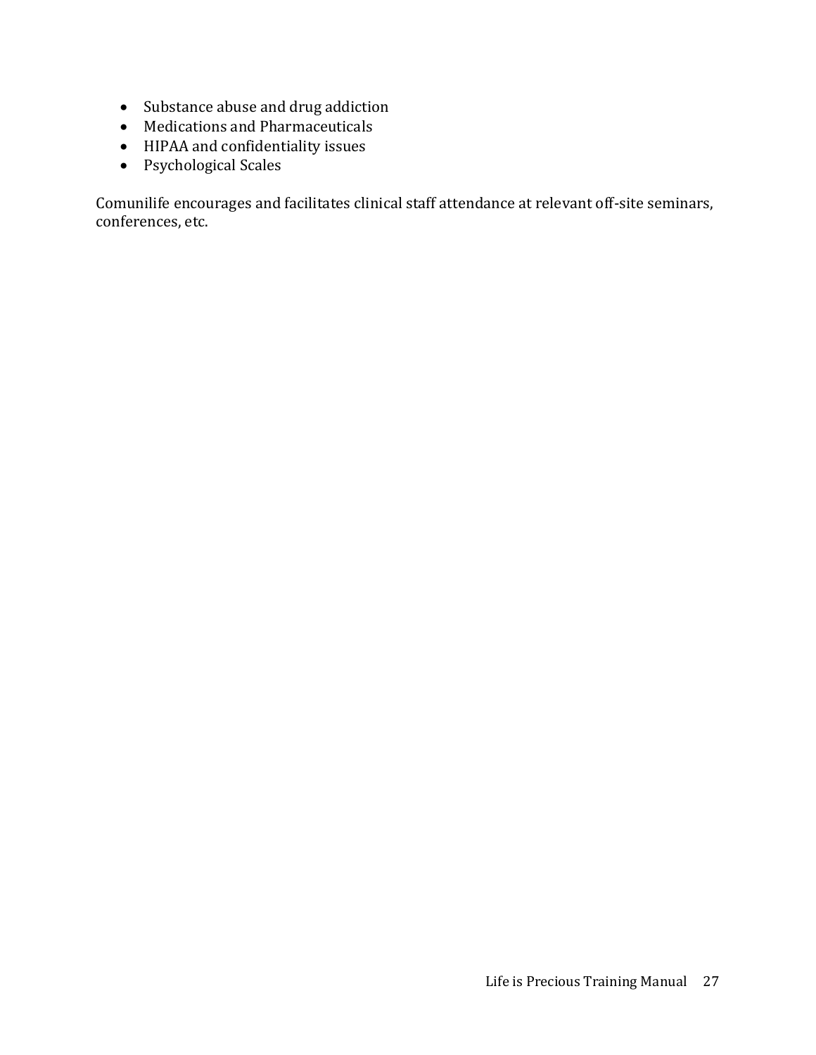- Substance abuse and drug addiction
- Medications and Pharmaceuticals
- HIPAA and confidentiality issues
- Psychological Scales

Comunilife encourages and facilitates clinical staff attendance at relevant off-site seminars, conferences, etc.